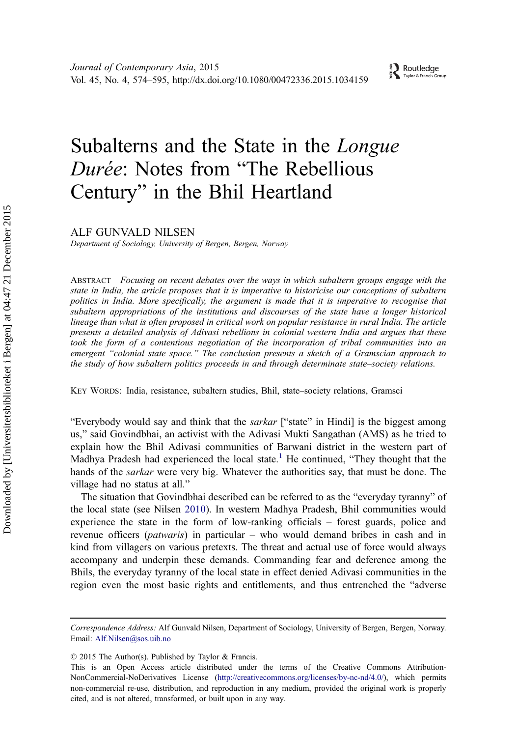# Subalterns and the State in the *Longue Durée*: Notes from "The Rebellious Century" in the Bhil Heartland

ALF GUNVALD NILSEN

*Department of Sociology, University of Bergen, Bergen, Norway*

ABSTRACT *Focusing on recent debates over the ways in which subaltern groups engage with the state in India, the article proposes that it is imperative to historicise our conceptions of subaltern politics in India. More specifically, the argument is made that it is imperative to recognise that subaltern appropriations of the institutions and discourses of the state have a longer historical lineage than what is often proposed in critical work on popular resistance in rural India. The article presents a detailed analysis of Adivasi rebellions in colonial western India and argues that these took the form of a contentious negotiation of the incorporation of tribal communities into an emergent "colonial state space." The conclusion presents a sketch of a Gramscian approach to the study of how subaltern politics proceeds in and through determinate state–society relations.*

KEY WORDS: India, resistance, subaltern studies, Bhil, state–society relations, Gramsci

"Everybody would say and think that the *sarkar* ["state" in Hindi] is the biggest among us," said Govindbhai, an activist with the Adivasi Mukti Sangathan (AMS) as he tried to explain how the Bhil Adivasi communities of Barwani district in the western part of Madhya Pradesh had experienced the local state.[1] He continued, "They thought that the hands of the *sarkar* were very big. Whatever the authorities say, that must be done. The village had no status at all."

The situation that Govindbhai described can be referred to as the "everyday tyranny" of the local state (see Nilsen 2010). In western Madhya Pradesh, Bhil communities would experience the state in the form of low-ranking officials – forest guards, police and revenue officers (*patwaris*) in particular – who would demand bribes in cash and in kind from villagers on various pretexts. The threat and actual use of force would always accompany and underpin these demands. Commanding fear and deference among the Bhils, the everyday tyranny of the local state in effect denied Adivasi communities in the region even the most basic rights and entitlements, and thus entrenched the "adverse

---

*Correspondence Address:* Alf Gunvald Nilsen, Department of Sociology, University of Bergen, Bergen, Norway. Email: Alf.Nilsen@sos.uib.no

© 2015 The Author(s). Published by Taylor & Francis.

This is an Open Access article distributed under the terms of the Creative Commons Attribution-NonCommercial-NoDerivatives License (http://creativecommons.org/licenses/by-nc-nd/4.0/), which permits non-commercial re-use, distribution, and reproduction in any medium, provided the original work is properly cited, and is not altered, transformed, or built upon in any way.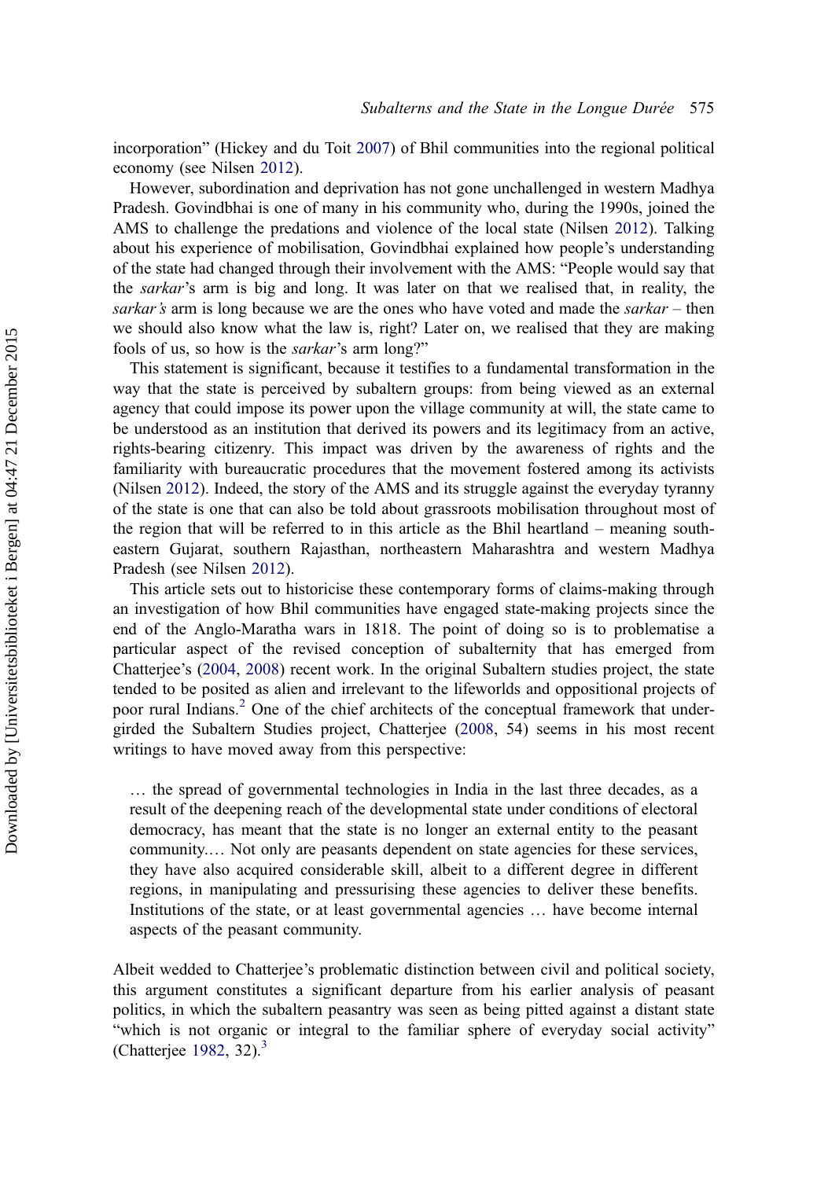incorporation" (Hickey and du Toit 2007) of Bhil communities into the regional political economy (see Nilsen 2012).

However, subordination and deprivation has not gone unchallenged in western Madhya Pradesh. Govindbhai is one of many in his community who, during the 1990s, joined the AMS to challenge the predations and violence of the local state (Nilsen 2012). Talking about his experience of mobilisation, Govindbhai explained how people's understanding of the state had changed through their involvement with the AMS: "People would say that the *sarkar*'s arm is big and long. It was later on that we realised that, in reality, the *sarkar's* arm is long because we are the ones who have voted and made the *sarkar* – then we should also know what the law is, right? Later on, we realised that they are making fools of us, so how is the *sarkar*'s arm long?"

This statement is significant, because it testifies to a fundamental transformation in the way that the state is perceived by subaltern groups: from being viewed as an external agency that could impose its power upon the village community at will, the state came to be understood as an institution that derived its powers and its legitimacy from an active, rights-bearing citizenry. This impact was driven by the awareness of rights and the familiarity with bureaucratic procedures that the movement fostered among its activists (Nilsen 2012). Indeed, the story of the AMS and its struggle against the everyday tyranny of the state is one that can also be told about grassroots mobilisation throughout most of the region that will be referred to in this article as the Bhil heartland – meaning south-eastern Gujarat, southern Rajasthan, northeastern Maharashtra and western Madhya Pradesh (see Nilsen 2012).

This article sets out to historicise these contemporary forms of claims-making through an investigation of how Bhil communities have engaged state-making projects since the end of the Anglo-Maratha wars in 1818. The point of doing so is to problematise a particular aspect of the revised conception of subalternity that has emerged from Chatterjee's (2004, 2008) recent work. In the original Subaltern studies project, the state tended to be posited as alien and irrelevant to the lifeworlds and oppositional projects of poor rural Indians.[2] One of the chief architects of the conceptual framework that undergirded the Subaltern Studies project, Chatterjee (2008, 54) seems in his most recent writings to have moved away from this perspective:

> … the spread of governmental technologies in India in the last three decades, as a result of the deepening reach of the developmental state under conditions of electoral democracy, has meant that the state is no longer an external entity to the peasant community.… Not only are peasants dependent on state agencies for these services, they have also acquired considerable skill, albeit to a different degree in different regions, in manipulating and pressurising these agencies to deliver these benefits. Institutions of the state, or at least governmental agencies … have become internal aspects of the peasant community.

Albeit wedded to Chatterjee's problematic distinction between civil and political society, this argument constitutes a significant departure from his earlier analysis of peasant politics, in which the subaltern peasantry was seen as being pitted against a distant state "which is not organic or integral to the familiar sphere of everyday social activity" (Chatterjee 1982, 32).[3]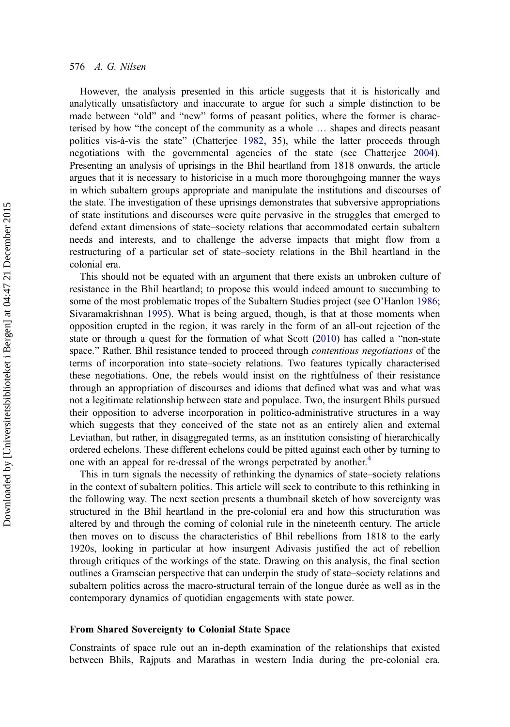However, the analysis presented in this article suggests that it is historically and analytically unsatisfactory and inaccurate to argue for such a simple distinction to be made between "old" and "new" forms of peasant politics, where the former is characterised by how "the concept of the community as a whole … shapes and directs peasant politics vis-à-vis the state" (Chatterjee 1982, 35), while the latter proceeds through negotiations with the governmental agencies of the state (see Chatterjee 2004). Presenting an analysis of uprisings in the Bhil heartland from 1818 onwards, the article argues that it is necessary to historicise in a much more thoroughgoing manner the ways in which subaltern groups appropriate and manipulate the institutions and discourses of the state. The investigation of these uprisings demonstrates that subversive appropriations of state institutions and discourses were quite pervasive in the struggles that emerged to defend extant dimensions of state–society relations that accommodated certain subaltern needs and interests, and to challenge the adverse impacts that might flow from a restructuring of a particular set of state–society relations in the Bhil heartland in the colonial era.

This should not be equated with an argument that there exists an unbroken culture of resistance in the Bhil heartland; to propose this would indeed amount to succumbing to some of the most problematic tropes of the Subaltern Studies project (see O'Hanlon 1986; Sivaramakrishnan 1995). What is being argued, though, is that at those moments when opposition erupted in the region, it was rarely in the form of an all-out rejection of the state or through a quest for the formation of what Scott (2010) has called a "non-state space." Rather, Bhil resistance tended to proceed through *contentious negotiations* of the terms of incorporation into state–society relations. Two features typically characterised these negotiations. One, the rebels would insist on the rightfulness of their resistance through an appropriation of discourses and idioms that defined what was and what was not a legitimate relationship between state and populace. Two, the insurgent Bhils pursued their opposition to adverse incorporation in politico-administrative structures in a way which suggests that they conceived of the state not as an entirely alien and external Leviathan, but rather, in disaggregated terms, as an institution consisting of hierarchically ordered echelons. These different echelons could be pitted against each other by turning to one with an appeal for re-dressal of the wrongs perpetrated by another.[4]

This in turn signals the necessity of rethinking the dynamics of state–society relations in the context of subaltern politics. This article will seek to contribute to this rethinking in the following way. The next section presents a thumbnail sketch of how sovereignty was structured in the Bhil heartland in the pre-colonial era and how this structuration was altered by and through the coming of colonial rule in the nineteenth century. The article then moves on to discuss the characteristics of Bhil rebellions from 1818 to the early 1920s, looking in particular at how insurgent Adivasis justified the act of rebellion through critiques of the workings of the state. Drawing on this analysis, the final section outlines a Gramscian perspective that can underpin the study of state–society relations and subaltern politics across the macro-structural terrain of the longue durée as well as in the contemporary dynamics of quotidian engagements with state power.

## From Shared Sovereignty to Colonial State Space

Constraints of space rule out an in-depth examination of the relationships that existed between Bhils, Rajputs and Marathas in western India during the pre-colonial era.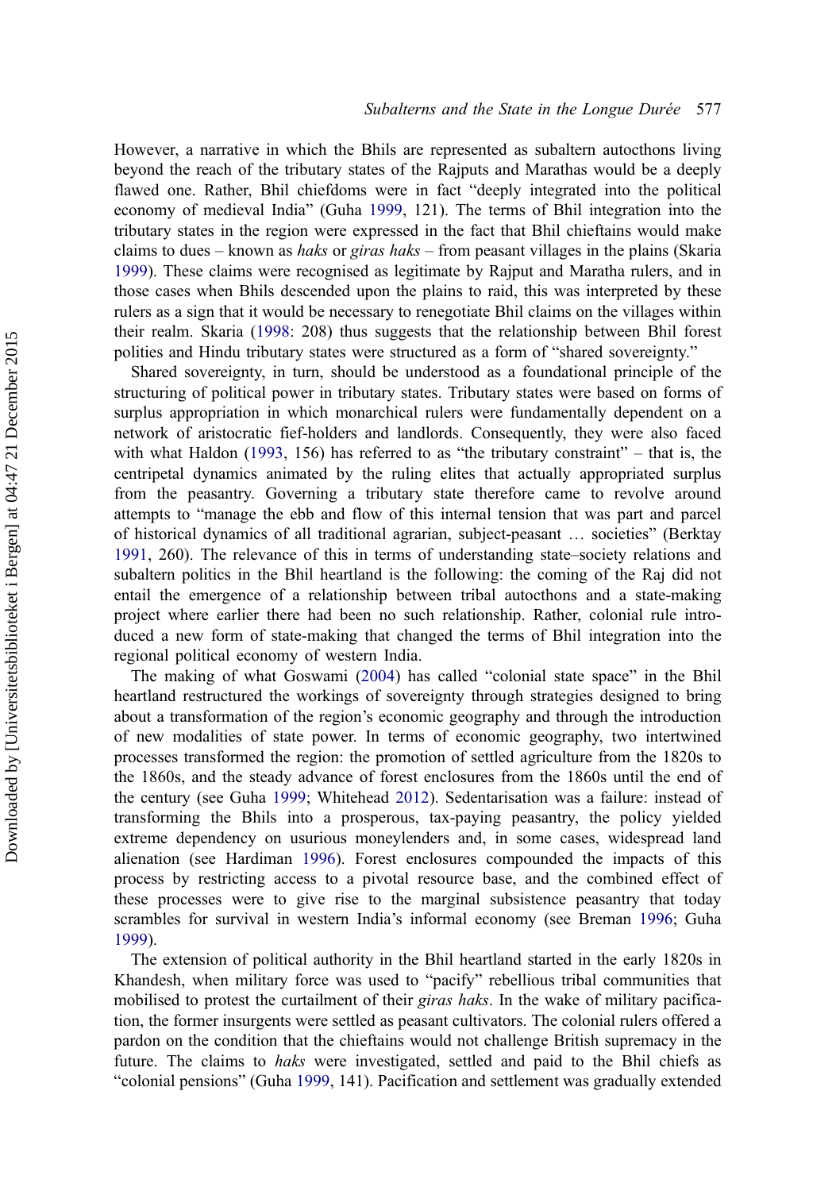However, a narrative in which the Bhils are represented as subaltern autocthons living beyond the reach of the tributary states of the Rajputs and Marathas would be a deeply flawed one. Rather, Bhil chiefdoms were in fact "deeply integrated into the political economy of medieval India" (Guha 1999, 121). The terms of Bhil integration into the tributary states in the region were expressed in the fact that Bhil chieftains would make claims to dues – known as *haks* or *giras haks* – from peasant villages in the plains (Skaria 1999). These claims were recognised as legitimate by Rajput and Maratha rulers, and in those cases when Bhils descended upon the plains to raid, this was interpreted by these rulers as a sign that it would be necessary to renegotiate Bhil claims on the villages within their realm. Skaria (1998: 208) thus suggests that the relationship between Bhil forest polities and Hindu tributary states were structured as a form of "shared sovereignty."

Shared sovereignty, in turn, should be understood as a foundational principle of the structuring of political power in tributary states. Tributary states were based on forms of surplus appropriation in which monarchical rulers were fundamentally dependent on a network of aristocratic fief-holders and landlords. Consequently, they were also faced with what Haldon (1993, 156) has referred to as "the tributary constraint" – that is, the centripetal dynamics animated by the ruling elites that actually appropriated surplus from the peasantry. Governing a tributary state therefore came to revolve around attempts to "manage the ebb and flow of this internal tension that was part and parcel of historical dynamics of all traditional agrarian, subject-peasant … societies" (Berktay 1991, 260). The relevance of this in terms of understanding state–society relations and subaltern politics in the Bhil heartland is the following: the coming of the Raj did not entail the emergence of a relationship between tribal autocthons and a state-making project where earlier there had been no such relationship. Rather, colonial rule introduced a new form of state-making that changed the terms of Bhil integration into the regional political economy of western India.

The making of what Goswami (2004) has called "colonial state space" in the Bhil heartland restructured the workings of sovereignty through strategies designed to bring about a transformation of the region's economic geography and through the introduction of new modalities of state power. In terms of economic geography, two intertwined processes transformed the region: the promotion of settled agriculture from the 1820s to the 1860s, and the steady advance of forest enclosures from the 1860s until the end of the century (see Guha 1999; Whitehead 2012). Sedentarisation was a failure: instead of transforming the Bhils into a prosperous, tax-paying peasantry, the policy yielded extreme dependency on usurious moneylenders and, in some cases, widespread land alienation (see Hardiman 1996). Forest enclosures compounded the impacts of this process by restricting access to a pivotal resource base, and the combined effect of these processes were to give rise to the marginal subsistence peasantry that today scrambles for survival in western India's informal economy (see Breman 1996; Guha 1999).

The extension of political authority in the Bhil heartland started in the early 1820s in Khandesh, when military force was used to "pacify" rebellious tribal communities that mobilised to protest the curtailment of their *giras haks*. In the wake of military pacification, the former insurgents were settled as peasant cultivators. The colonial rulers offered a pardon on the condition that the chieftains would not challenge British supremacy in the future. The claims to *haks* were investigated, settled and paid to the Bhil chiefs as "colonial pensions" (Guha 1999, 141). Pacification and settlement was gradually extended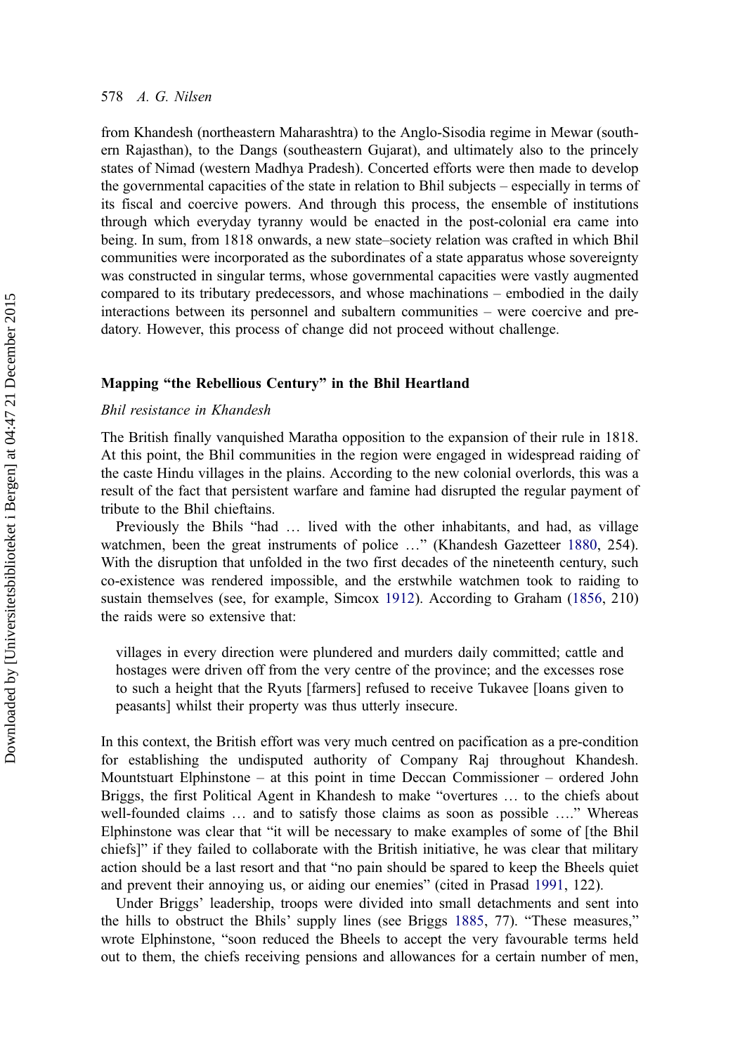from Khandesh (northeastern Maharashtra) to the Anglo-Sisodia regime in Mewar (southern Rajasthan), to the Dangs (southeastern Gujarat), and ultimately also to the princely states of Nimad (western Madhya Pradesh). Concerted efforts were then made to develop the governmental capacities of the state in relation to Bhil subjects – especially in terms of its fiscal and coercive powers. And through this process, the ensemble of institutions through which everyday tyranny would be enacted in the post-colonial era came into being. In sum, from 1818 onwards, a new state–society relation was crafted in which Bhil communities were incorporated as the subordinates of a state apparatus whose sovereignty was constructed in singular terms, whose governmental capacities were vastly augmented compared to its tributary predecessors, and whose machinations – embodied in the daily interactions between its personnel and subaltern communities – were coercive and predatory. However, this process of change did not proceed without challenge.

## Mapping "the Rebellious Century" in the Bhil Heartland

### *Bhil resistance in Khandesh*

The British finally vanquished Maratha opposition to the expansion of their rule in 1818. At this point, the Bhil communities in the region were engaged in widespread raiding of the caste Hindu villages in the plains. According to the new colonial overlords, this was a result of the fact that persistent warfare and famine had disrupted the regular payment of tribute to the Bhil chieftains.

Previously the Bhils "had … lived with the other inhabitants, and had, as village watchmen, been the great instruments of police …" (Khandesh Gazetteer 1880, 254). With the disruption that unfolded in the two first decades of the nineteenth century, such co-existence was rendered impossible, and the erstwhile watchmen took to raiding to sustain themselves (see, for example, Simcox 1912). According to Graham (1856, 210) the raids were so extensive that:

> villages in every direction were plundered and murders daily committed; cattle and hostages were driven off from the very centre of the province; and the excesses rose to such a height that the Ryuts [farmers] refused to receive Tukavee [loans given to peasants] whilst their property was thus utterly insecure.

In this context, the British effort was very much centred on pacification as a pre-condition for establishing the undisputed authority of Company Raj throughout Khandesh. Mountstuart Elphinstone – at this point in time Deccan Commissioner – ordered John Briggs, the first Political Agent in Khandesh to make "overtures … to the chiefs about well-founded claims … and to satisfy those claims as soon as possible …." Whereas Elphinstone was clear that "it will be necessary to make examples of some of [the Bhil chiefs]" if they failed to collaborate with the British initiative, he was clear that military action should be a last resort and that "no pain should be spared to keep the Bheels quiet and prevent their annoying us, or aiding our enemies" (cited in Prasad 1991, 122).

Under Briggs' leadership, troops were divided into small detachments and sent into the hills to obstruct the Bhils' supply lines (see Briggs 1885, 77). "These measures," wrote Elphinstone, "soon reduced the Bheels to accept the very favourable terms held out to them, the chiefs receiving pensions and allowances for a certain number of men,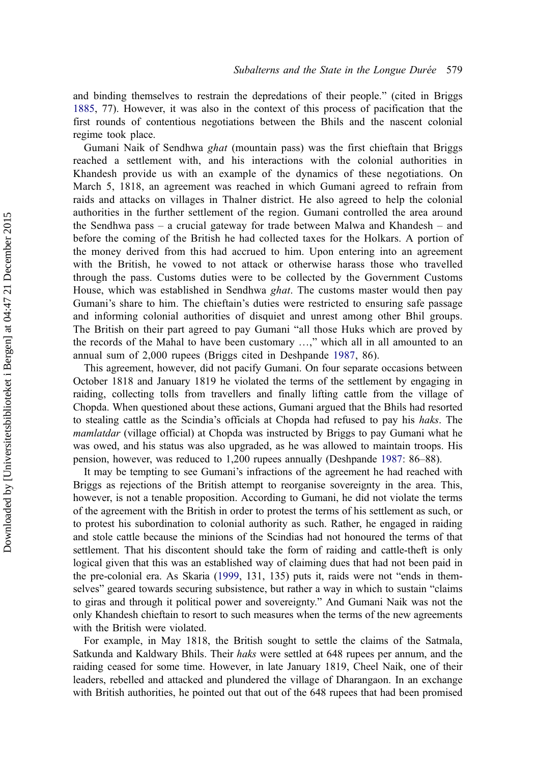and binding themselves to restrain the depredations of their people." (cited in Briggs 1885, 77). However, it was also in the context of this process of pacification that the first rounds of contentious negotiations between the Bhils and the nascent colonial regime took place.

Gumani Naik of Sendhwa *ghat* (mountain pass) was the first chieftain that Briggs reached a settlement with, and his interactions with the colonial authorities in Khandesh provide us with an example of the dynamics of these negotiations. On March 5, 1818, an agreement was reached in which Gumani agreed to refrain from raids and attacks on villages in Thalner district. He also agreed to help the colonial authorities in the further settlement of the region. Gumani controlled the area around the Sendhwa pass – a crucial gateway for trade between Malwa and Khandesh – and before the coming of the British he had collected taxes for the Holkars. A portion of the money derived from this had accrued to him. Upon entering into an agreement with the British, he vowed to not attack or otherwise harass those who travelled through the pass. Customs duties were to be collected by the Government Customs House, which was established in Sendhwa *ghat*. The customs master would then pay Gumani's share to him. The chieftain's duties were restricted to ensuring safe passage and informing colonial authorities of disquiet and unrest among other Bhil groups. The British on their part agreed to pay Gumani "all those Huks which are proved by the records of the Mahal to have been customary …," which all in all amounted to an annual sum of 2,000 rupees (Briggs cited in Deshpande 1987, 86).

This agreement, however, did not pacify Gumani. On four separate occasions between October 1818 and January 1819 he violated the terms of the settlement by engaging in raiding, collecting tolls from travellers and finally lifting cattle from the village of Chopda. When questioned about these actions, Gumani argued that the Bhils had resorted to stealing cattle as the Scindia's officials at Chopda had refused to pay his *haks*. The *mamlatdar* (village official) at Chopda was instructed by Briggs to pay Gumani what he was owed, and his status was also upgraded, as he was allowed to maintain troops. His pension, however, was reduced to 1,200 rupees annually (Deshpande 1987: 86–88).

It may be tempting to see Gumani's infractions of the agreement he had reached with Briggs as rejections of the British attempt to reorganise sovereignty in the area. This, however, is not a tenable proposition. According to Gumani, he did not violate the terms of the agreement with the British in order to protest the terms of his settlement as such, or to protest his subordination to colonial authority as such. Rather, he engaged in raiding and stole cattle because the minions of the Scindias had not honoured the terms of that settlement. That his discontent should take the form of raiding and cattle-theft is only logical given that this was an established way of claiming dues that had not been paid in the pre-colonial era. As Skaria (1999, 131, 135) puts it, raids were not "ends in themselves" geared towards securing subsistence, but rather a way in which to sustain "claims to giras and through it political power and sovereignty." And Gumani Naik was not the only Khandesh chieftain to resort to such measures when the terms of the new agreements with the British were violated.

For example, in May 1818, the British sought to settle the claims of the Satmala, Satkunda and Kaldwary Bhils. Their *haks* were settled at 648 rupees per annum, and the raiding ceased for some time. However, in late January 1819, Cheel Naik, one of their leaders, rebelled and attacked and plundered the village of Dharangaon. In an exchange with British authorities, he pointed out that out of the 648 rupees that had been promised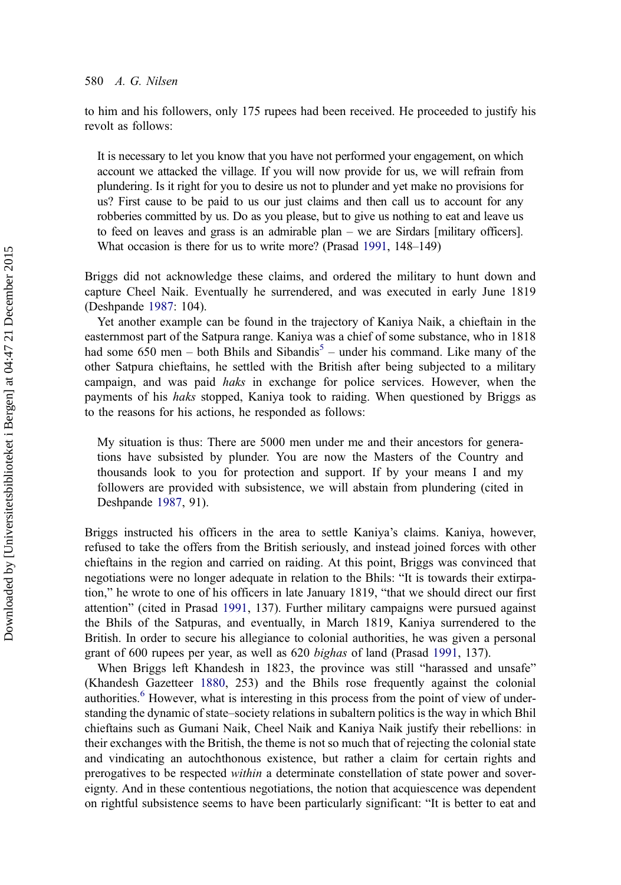to him and his followers, only 175 rupees had been received. He proceeded to justify his revolt as follows:

> It is necessary to let you know that you have not performed your engagement, on which account we attacked the village. If you will now provide for us, we will refrain from plundering. Is it right for you to desire us not to plunder and yet make no provisions for us? First cause to be paid to us our just claims and then call us to account for any robberies committed by us. Do as you please, but to give us nothing to eat and leave us to feed on leaves and grass is an admirable plan – we are Sirdars [military officers]. What occasion is there for us to write more? (Prasad 1991, 148–149)

Briggs did not acknowledge these claims, and ordered the military to hunt down and capture Cheel Naik. Eventually he surrendered, and was executed in early June 1819 (Deshpande 1987: 104).

Yet another example can be found in the trajectory of Kaniya Naik, a chieftain in the easternmost part of the Satpura range. Kaniya was a chief of some substance, who in 1818 had some 650 men – both Bhils and Sibandis[5] – under his command. Like many of the other Satpura chieftains, he settled with the British after being subjected to a military campaign, and was paid *haks* in exchange for police services. However, when the payments of his *haks* stopped, Kaniya took to raiding. When questioned by Briggs as to the reasons for his actions, he responded as follows:

> My situation is thus: There are 5000 men under me and their ancestors for generations have subsisted by plunder. You are now the Masters of the Country and thousands look to you for protection and support. If by your means I and my followers are provided with subsistence, we will abstain from plundering (cited in Deshpande 1987, 91).

Briggs instructed his officers in the area to settle Kaniya's claims. Kaniya, however, refused to take the offers from the British seriously, and instead joined forces with other chieftains in the region and carried on raiding. At this point, Briggs was convinced that negotiations were no longer adequate in relation to the Bhils: "It is towards their extirpation," he wrote to one of his officers in late January 1819, "that we should direct our first attention" (cited in Prasad 1991, 137). Further military campaigns were pursued against the Bhils of the Satpuras, and eventually, in March 1819, Kaniya surrendered to the British. In order to secure his allegiance to colonial authorities, he was given a personal grant of 600 rupees per year, as well as 620 *bighas* of land (Prasad 1991, 137).

When Briggs left Khandesh in 1823, the province was still "harassed and unsafe" (Khandesh Gazetteer 1880, 253) and the Bhils rose frequently against the colonial authorities.[6] However, what is interesting in this process from the point of view of understanding the dynamic of state–society relations in subaltern politics is the way in which Bhil chieftains such as Gumani Naik, Cheel Naik and Kaniya Naik justify their rebellions: in their exchanges with the British, the theme is not so much that of rejecting the colonial state and vindicating an autochthonous existence, but rather a claim for certain rights and prerogatives to be respected *within* a determinate constellation of state power and sovereignty. And in these contentious negotiations, the notion that acquiescence was dependent on rightful subsistence seems to have been particularly significant: "It is better to eat and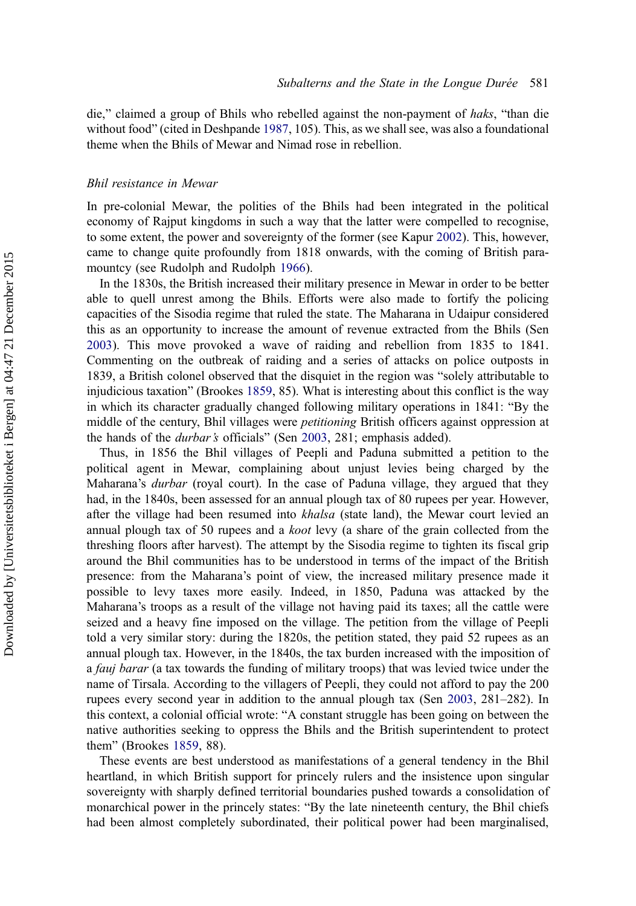die," claimed a group of Bhils who rebelled against the non-payment of *haks*, "than die without food" (cited in Deshpande 1987, 105). This, as we shall see, was also a foundational theme when the Bhils of Mewar and Nimad rose in rebellion.

### *Bhil resistance in Mewar*

In pre-colonial Mewar, the polities of the Bhils had been integrated in the political economy of Rajput kingdoms in such a way that the latter were compelled to recognise, to some extent, the power and sovereignty of the former (see Kapur 2002). This, however, came to change quite profoundly from 1818 onwards, with the coming of British paramountcy (see Rudolph and Rudolph 1966).

In the 1830s, the British increased their military presence in Mewar in order to be better able to quell unrest among the Bhils. Efforts were also made to fortify the policing capacities of the Sisodia regime that ruled the state. The Maharana in Udaipur considered this as an opportunity to increase the amount of revenue extracted from the Bhils (Sen 2003). This move provoked a wave of raiding and rebellion from 1835 to 1841. Commenting on the outbreak of raiding and a series of attacks on police outposts in 1839, a British colonel observed that the disquiet in the region was "solely attributable to injudicious taxation" (Brookes 1859, 85). What is interesting about this conflict is the way in which its character gradually changed following military operations in 1841: "By the middle of the century, Bhil villages were *petitioning* British officers against oppression at the hands of the *durbar's* officials" (Sen 2003, 281; emphasis added).

Thus, in 1856 the Bhil villages of Peepli and Paduna submitted a petition to the political agent in Mewar, complaining about unjust levies being charged by the Maharana's *durbar* (royal court). In the case of Paduna village, they argued that they had, in the 1840s, been assessed for an annual plough tax of 80 rupees per year. However, after the village had been resumed into *khalsa* (state land), the Mewar court levied an annual plough tax of 50 rupees and a *koot* levy (a share of the grain collected from the threshing floors after harvest). The attempt by the Sisodia regime to tighten its fiscal grip around the Bhil communities has to be understood in terms of the impact of the British presence: from the Maharana's point of view, the increased military presence made it possible to levy taxes more easily. Indeed, in 1850, Paduna was attacked by the Maharana's troops as a result of the village not having paid its taxes; all the cattle were seized and a heavy fine imposed on the village. The petition from the village of Peepli told a very similar story: during the 1820s, the petition stated, they paid 52 rupees as an annual plough tax. However, in the 1840s, the tax burden increased with the imposition of a *fauj barar* (a tax towards the funding of military troops) that was levied twice under the name of Tirsala. According to the villagers of Peepli, they could not afford to pay the 200 rupees every second year in addition to the annual plough tax (Sen 2003, 281–282). In this context, a colonial official wrote: "A constant struggle has been going on between the native authorities seeking to oppress the Bhils and the British superintendent to protect them" (Brookes 1859, 88).

These events are best understood as manifestations of a general tendency in the Bhil heartland, in which British support for princely rulers and the insistence upon singular sovereignty with sharply defined territorial boundaries pushed towards a consolidation of monarchical power in the princely states: "By the late nineteenth century, the Bhil chiefs had been almost completely subordinated, their political power had been marginalised,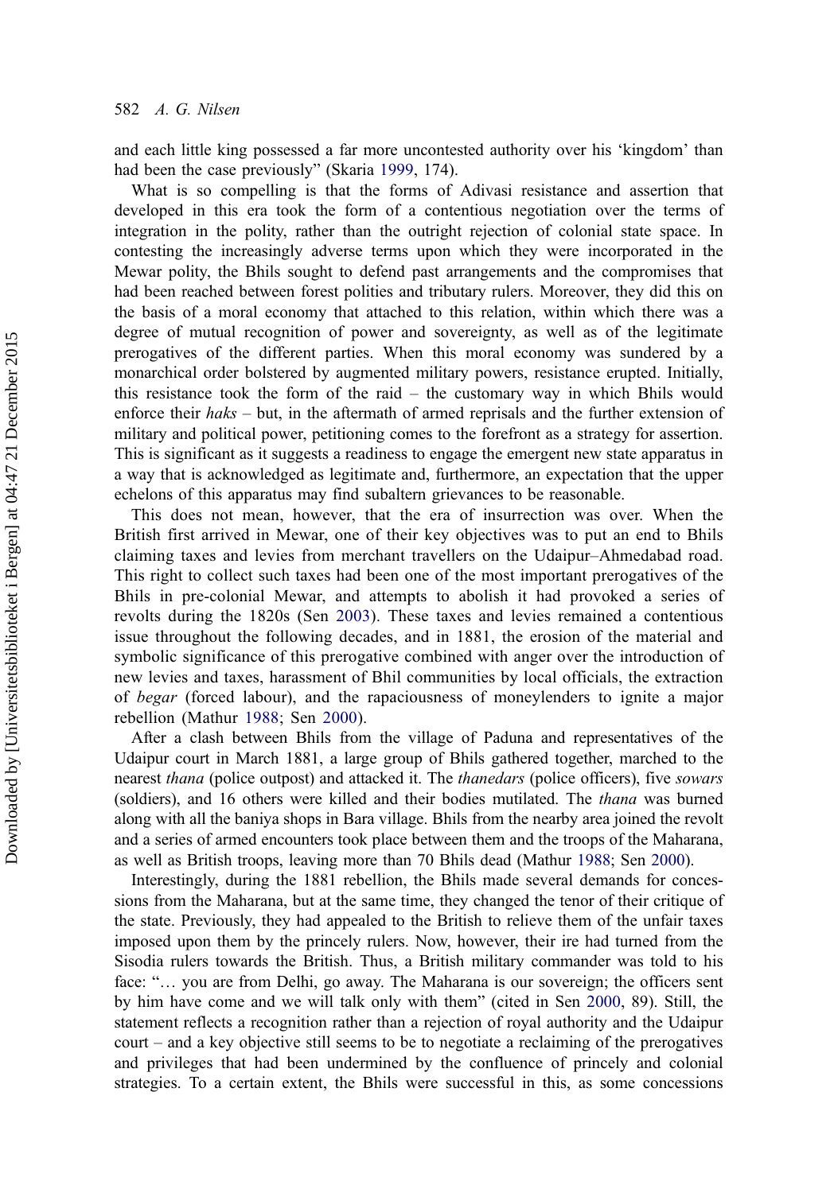and each little king possessed a far more uncontested authority over his 'kingdom' than had been the case previously" (Skaria 1999, 174).

What is so compelling is that the forms of Adivasi resistance and assertion that developed in this era took the form of a contentious negotiation over the terms of integration in the polity, rather than the outright rejection of colonial state space. In contesting the increasingly adverse terms upon which they were incorporated in the Mewar polity, the Bhils sought to defend past arrangements and the compromises that had been reached between forest polities and tributary rulers. Moreover, they did this on the basis of a moral economy that attached to this relation, within which there was a degree of mutual recognition of power and sovereignty, as well as of the legitimate prerogatives of the different parties. When this moral economy was sundered by a monarchical order bolstered by augmented military powers, resistance erupted. Initially, this resistance took the form of the raid – the customary way in which Bhils would enforce their *haks* – but, in the aftermath of armed reprisals and the further extension of military and political power, petitioning comes to the forefront as a strategy for assertion. This is significant as it suggests a readiness to engage the emergent new state apparatus in a way that is acknowledged as legitimate and, furthermore, an expectation that the upper echelons of this apparatus may find subaltern grievances to be reasonable.

This does not mean, however, that the era of insurrection was over. When the British first arrived in Mewar, one of their key objectives was to put an end to Bhils claiming taxes and levies from merchant travellers on the Udaipur–Ahmedabad road. This right to collect such taxes had been one of the most important prerogatives of the Bhils in pre-colonial Mewar, and attempts to abolish it had provoked a series of revolts during the 1820s (Sen 2003). These taxes and levies remained a contentious issue throughout the following decades, and in 1881, the erosion of the material and symbolic significance of this prerogative combined with anger over the introduction of new levies and taxes, harassment of Bhil communities by local officials, the extraction of *begar* (forced labour), and the rapaciousness of moneylenders to ignite a major rebellion (Mathur 1988; Sen 2000).

After a clash between Bhils from the village of Paduna and representatives of the Udaipur court in March 1881, a large group of Bhils gathered together, marched to the nearest *thana* (police outpost) and attacked it. The *thanedars* (police officers), five *sowars* (soldiers), and 16 others were killed and their bodies mutilated. The *thana* was burned along with all the baniya shops in Bara village. Bhils from the nearby area joined the revolt and a series of armed encounters took place between them and the troops of the Maharana, as well as British troops, leaving more than 70 Bhils dead (Mathur 1988; Sen 2000).

Interestingly, during the 1881 rebellion, the Bhils made several demands for concessions from the Maharana, but at the same time, they changed the tenor of their critique of the state. Previously, they had appealed to the British to relieve them of the unfair taxes imposed upon them by the princely rulers. Now, however, their ire had turned from the Sisodia rulers towards the British. Thus, a British military commander was told to his face: "… you are from Delhi, go away. The Maharana is our sovereign; the officers sent by him have come and we will talk only with them" (cited in Sen 2000, 89). Still, the statement reflects a recognition rather than a rejection of royal authority and the Udaipur court – and a key objective still seems to be to negotiate a reclaiming of the prerogatives and privileges that had been undermined by the confluence of princely and colonial strategies. To a certain extent, the Bhils were successful in this, as some concessions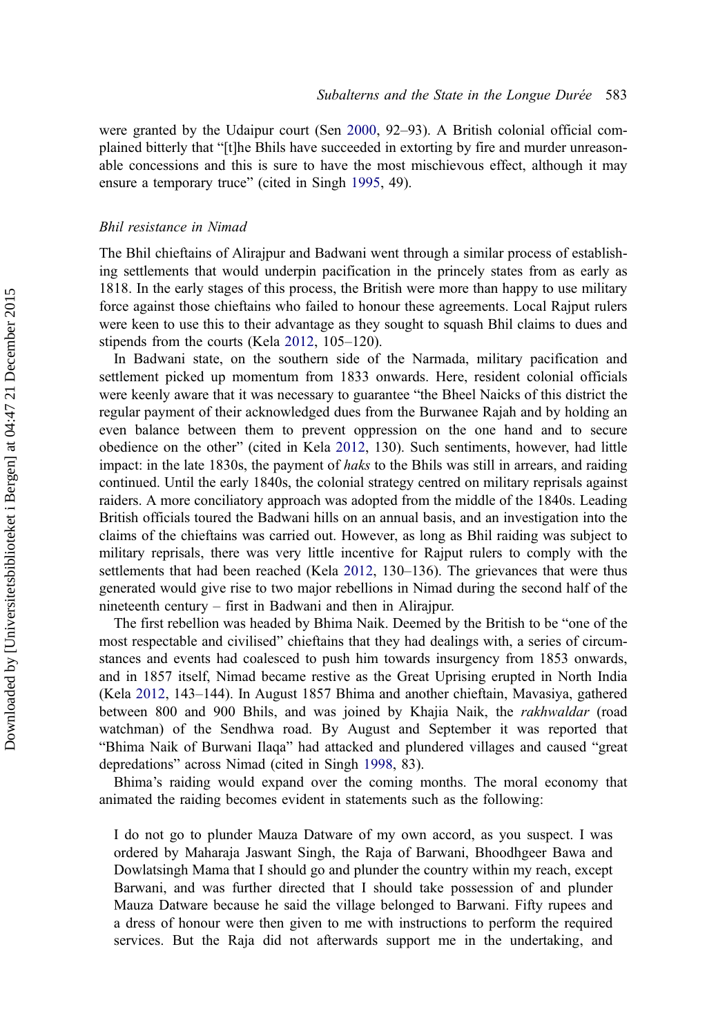were granted by the Udaipur court (Sen 2000, 92–93). A British colonial official complained bitterly that "[t]he Bhils have succeeded in extorting by fire and murder unreasonable concessions and this is sure to have the most mischievous effect, although it may ensure a temporary truce" (cited in Singh 1995, 49).

### *Bhil resistance in Nimad*

The Bhil chieftains of Alirajpur and Badwani went through a similar process of establishing settlements that would underpin pacification in the princely states from as early as 1818. In the early stages of this process, the British were more than happy to use military force against those chieftains who failed to honour these agreements. Local Rajput rulers were keen to use this to their advantage as they sought to squash Bhil claims to dues and stipends from the courts (Kela 2012, 105–120).

In Badwani state, on the southern side of the Narmada, military pacification and settlement picked up momentum from 1833 onwards. Here, resident colonial officials were keenly aware that it was necessary to guarantee "the Bheel Naicks of this district the regular payment of their acknowledged dues from the Burwanee Rajah and by holding an even balance between them to prevent oppression on the one hand and to secure obedience on the other" (cited in Kela 2012, 130). Such sentiments, however, had little impact: in the late 1830s, the payment of *haks* to the Bhils was still in arrears, and raiding continued. Until the early 1840s, the colonial strategy centred on military reprisals against raiders. A more conciliatory approach was adopted from the middle of the 1840s. Leading British officials toured the Badwani hills on an annual basis, and an investigation into the claims of the chieftains was carried out. However, as long as Bhil raiding was subject to military reprisals, there was very little incentive for Rajput rulers to comply with the settlements that had been reached (Kela 2012, 130–136). The grievances that were thus generated would give rise to two major rebellions in Nimad during the second half of the nineteenth century – first in Badwani and then in Alirajpur.

The first rebellion was headed by Bhima Naik. Deemed by the British to be "one of the most respectable and civilised" chieftains that they had dealings with, a series of circumstances and events had coalesced to push him towards insurgency from 1853 onwards, and in 1857 itself, Nimad became restive as the Great Uprising erupted in North India (Kela 2012, 143–144). In August 1857 Bhima and another chieftain, Mavasiya, gathered between 800 and 900 Bhils, and was joined by Khajia Naik, the *rakhwaldar* (road watchman) of the Sendhwa road. By August and September it was reported that "Bhima Naik of Burwani Ilaqa" had attacked and plundered villages and caused "great depredations" across Nimad (cited in Singh 1998, 83).

Bhima's raiding would expand over the coming months. The moral economy that animated the raiding becomes evident in statements such as the following:

> I do not go to plunder Mauza Datware of my own accord, as you suspect. I was ordered by Maharaja Jaswant Singh, the Raja of Barwani, Bhoodhgeer Bawa and Dowlatsingh Mama that I should go and plunder the country within my reach, except Barwani, and was further directed that I should take possession of and plunder Mauza Datware because he said the village belonged to Barwani. Fifty rupees and a dress of honour were then given to me with instructions to perform the required services. But the Raja did not afterwards support me in the undertaking, and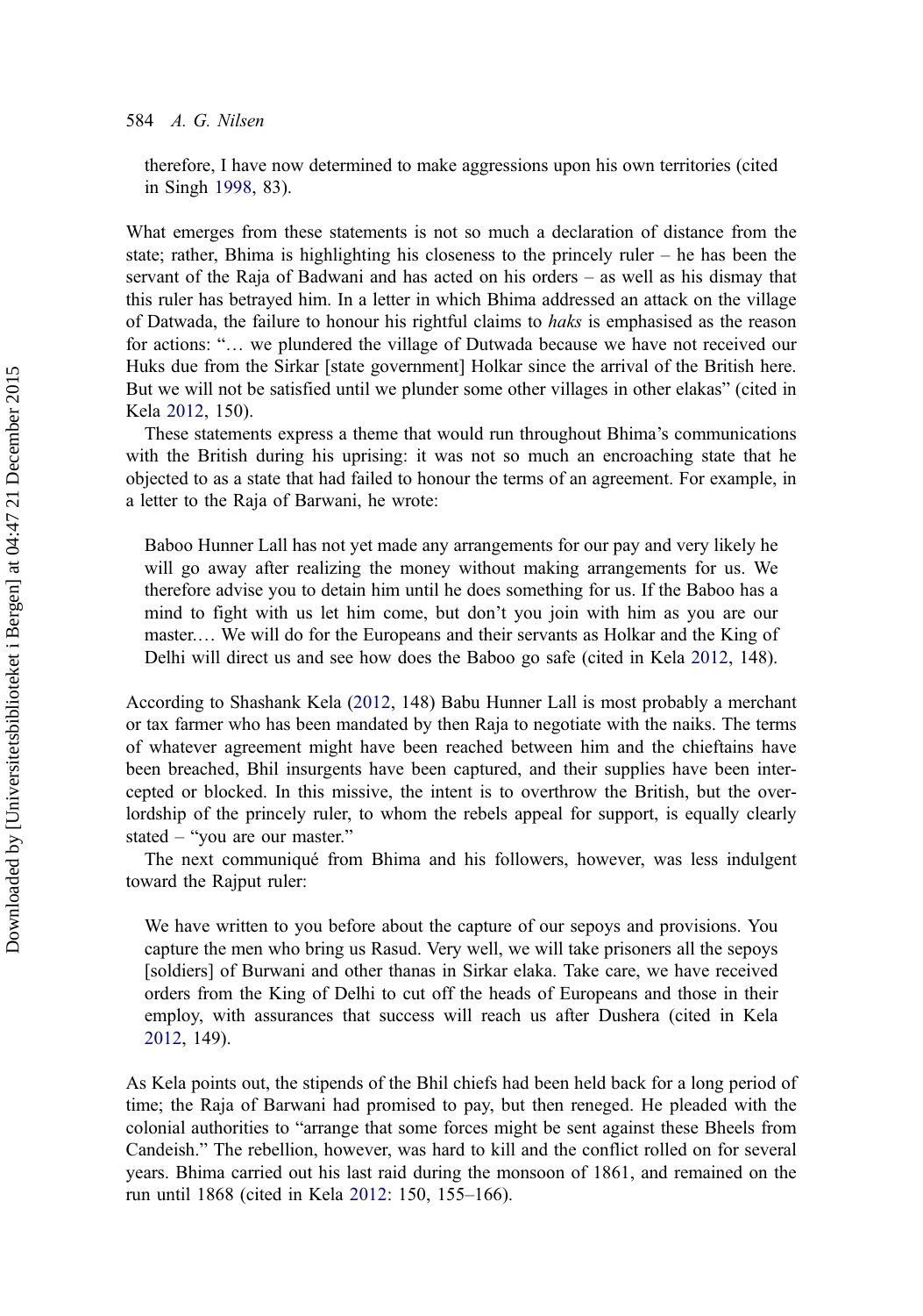therefore, I have now determined to make aggressions upon his own territories (cited in Singh 1998, 83).

What emerges from these statements is not so much a declaration of distance from the state; rather, Bhima is highlighting his closeness to the princely ruler – he has been the servant of the Raja of Badwani and has acted on his orders – as well as his dismay that this ruler has betrayed him. In a letter in which Bhima addressed an attack on the village of Datwada, the failure to honour his rightful claims to *haks* is emphasised as the reason for actions: "… we plundered the village of Dutwada because we have not received our Huks due from the Sirkar [state government] Holkar since the arrival of the British here. But we will not be satisfied until we plunder some other villages in other elakas" (cited in Kela 2012, 150).

These statements express a theme that would run throughout Bhima's communications with the British during his uprising: it was not so much an encroaching state that he objected to as a state that had failed to honour the terms of an agreement. For example, in a letter to the Raja of Barwani, he wrote:

> Baboo Hunner Lall has not yet made any arrangements for our pay and very likely he will go away after realizing the money without making arrangements for us. We therefore advise you to detain him until he does something for us. If the Baboo has a mind to fight with us let him come, but don't you join with him as you are our master.… We will do for the Europeans and their servants as Holkar and the King of Delhi will direct us and see how does the Baboo go safe (cited in Kela 2012, 148).

According to Shashank Kela (2012, 148) Babu Hunner Lall is most probably a merchant or tax farmer who has been mandated by then Raja to negotiate with the naiks. The terms of whatever agreement might have been reached between him and the chieftains have been breached, Bhil insurgents have been captured, and their supplies have been intercepted or blocked. In this missive, the intent is to overthrow the British, but the overlordship of the princely ruler, to whom the rebels appeal for support, is equally clearly stated – "you are our master."

The next communiqué from Bhima and his followers, however, was less indulgent toward the Rajput ruler:

> We have written to you before about the capture of our sepoys and provisions. You capture the men who bring us Rasud. Very well, we will take prisoners all the sepoys [soldiers] of Burwani and other thanas in Sirkar elaka. Take care, we have received orders from the King of Delhi to cut off the heads of Europeans and those in their employ, with assurances that success will reach us after Dushera (cited in Kela 2012, 149).

As Kela points out, the stipends of the Bhil chiefs had been held back for a long period of time; the Raja of Barwani had promised to pay, but then reneged. He pleaded with the colonial authorities to "arrange that some forces might be sent against these Bheels from Candeish." The rebellion, however, was hard to kill and the conflict rolled on for several years. Bhima carried out his last raid during the monsoon of 1861, and remained on the run until 1868 (cited in Kela 2012: 150, 155–166).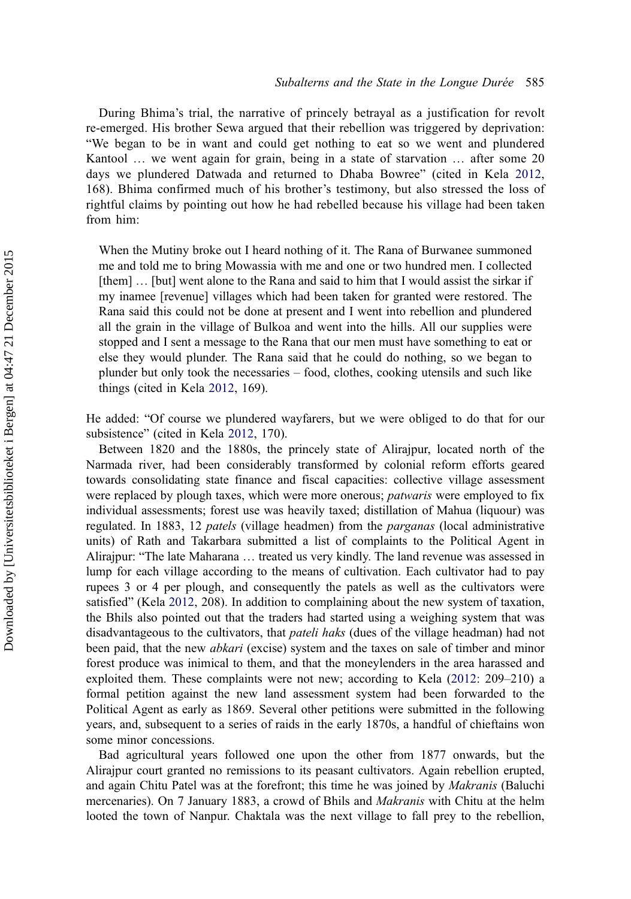During Bhima's trial, the narrative of princely betrayal as a justification for revolt re-emerged. His brother Sewa argued that their rebellion was triggered by deprivation: "We began to be in want and could get nothing to eat so we went and plundered Kantool … we went again for grain, being in a state of starvation … after some 20 days we plundered Datwada and returned to Dhaba Bowree" (cited in Kela 2012, 168). Bhima confirmed much of his brother's testimony, but also stressed the loss of rightful claims by pointing out how he had rebelled because his village had been taken from him:

> When the Mutiny broke out I heard nothing of it. The Rana of Burwanee summoned me and told me to bring Mowassia with me and one or two hundred men. I collected [them] … [but] went alone to the Rana and said to him that I would assist the sirkar if my inamee [revenue] villages which had been taken for granted were restored. The Rana said this could not be done at present and I went into rebellion and plundered all the grain in the village of Bulkoa and went into the hills. All our supplies were stopped and I sent a message to the Rana that our men must have something to eat or else they would plunder. The Rana said that he could do nothing, so we began to plunder but only took the necessaries – food, clothes, cooking utensils and such like things (cited in Kela 2012, 169).

He added: "Of course we plundered wayfarers, but we were obliged to do that for our subsistence" (cited in Kela 2012, 170).

Between 1820 and the 1880s, the princely state of Alirajpur, located north of the Narmada river, had been considerably transformed by colonial reform efforts geared towards consolidating state finance and fiscal capacities: collective village assessment were replaced by plough taxes, which were more onerous; *patwaris* were employed to fix individual assessments; forest use was heavily taxed; distillation of Mahua (liquour) was regulated. In 1883, 12 *patels* (village headmen) from the *parganas* (local administrative units) of Rath and Takarbara submitted a list of complaints to the Political Agent in Alirajpur: "The late Maharana … treated us very kindly. The land revenue was assessed in lump for each village according to the means of cultivation. Each cultivator had to pay rupees 3 or 4 per plough, and consequently the patels as well as the cultivators were satisfied" (Kela 2012, 208). In addition to complaining about the new system of taxation, the Bhils also pointed out that the traders had started using a weighing system that was disadvantageous to the cultivators, that *pateli haks* (dues of the village headman) had not been paid, that the new *abkari* (excise) system and the taxes on sale of timber and minor forest produce was inimical to them, and that the moneylenders in the area harassed and exploited them. These complaints were not new; according to Kela (2012: 209–210) a formal petition against the new land assessment system had been forwarded to the Political Agent as early as 1869. Several other petitions were submitted in the following years, and, subsequent to a series of raids in the early 1870s, a handful of chieftains won some minor concessions.

Bad agricultural years followed one upon the other from 1877 onwards, but the Alirajpur court granted no remissions to its peasant cultivators. Again rebellion erupted, and again Chitu Patel was at the forefront; this time he was joined by *Makranis* (Baluchi mercenaries). On 7 January 1883, a crowd of Bhils and *Makranis* with Chitu at the helm looted the town of Nanpur. Chaktala was the next village to fall prey to the rebellion,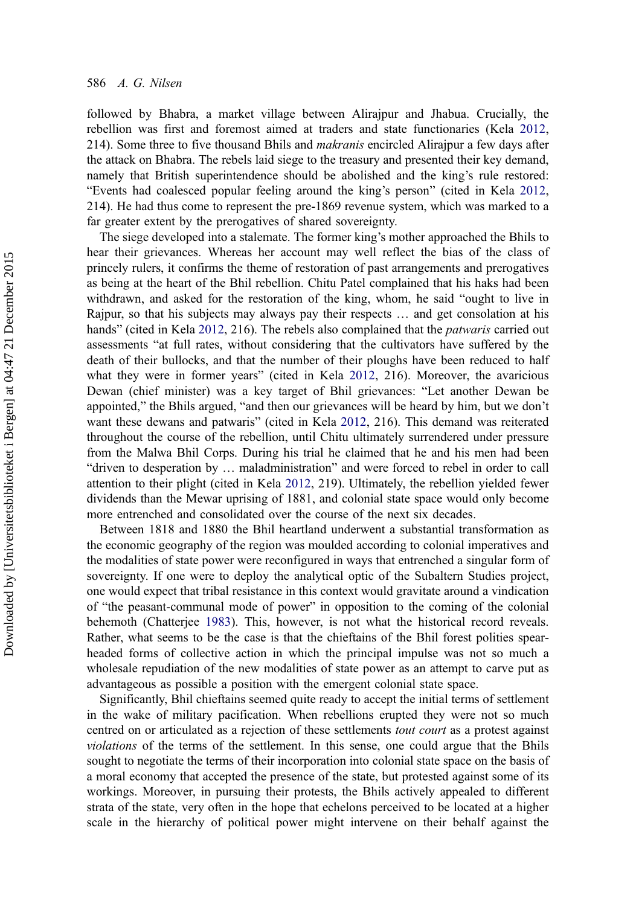followed by Bhabra, a market village between Alirajpur and Jhabua. Crucially, the rebellion was first and foremost aimed at traders and state functionaries (Kela 2012, 214). Some three to five thousand Bhils and *makranis* encircled Alirajpur a few days after the attack on Bhabra. The rebels laid siege to the treasury and presented their key demand, namely that British superintendence should be abolished and the king's rule restored: "Events had coalesced popular feeling around the king's person" (cited in Kela 2012, 214). He had thus come to represent the pre-1869 revenue system, which was marked to a far greater extent by the prerogatives of shared sovereignty.

The siege developed into a stalemate. The former king's mother approached the Bhils to hear their grievances. Whereas her account may well reflect the bias of the class of princely rulers, it confirms the theme of restoration of past arrangements and prerogatives as being at the heart of the Bhil rebellion. Chitu Patel complained that his haks had been withdrawn, and asked for the restoration of the king, whom, he said "ought to live in Rajpur, so that his subjects may always pay their respects … and get consolation at his hands" (cited in Kela 2012, 216). The rebels also complained that the *patwaris* carried out assessments "at full rates, without considering that the cultivators have suffered by the death of their bullocks, and that the number of their ploughs have been reduced to half what they were in former years" (cited in Kela 2012, 216). Moreover, the avaricious Dewan (chief minister) was a key target of Bhil grievances: "Let another Dewan be appointed," the Bhils argued, "and then our grievances will be heard by him, but we don't want these dewans and patwaris" (cited in Kela 2012, 216). This demand was reiterated throughout the course of the rebellion, until Chitu ultimately surrendered under pressure from the Malwa Bhil Corps. During his trial he claimed that he and his men had been "driven to desperation by … maladministration" and were forced to rebel in order to call attention to their plight (cited in Kela 2012, 219). Ultimately, the rebellion yielded fewer dividends than the Mewar uprising of 1881, and colonial state space would only become more entrenched and consolidated over the course of the next six decades.

Between 1818 and 1880 the Bhil heartland underwent a substantial transformation as the economic geography of the region was moulded according to colonial imperatives and the modalities of state power were reconfigured in ways that entrenched a singular form of sovereignty. If one were to deploy the analytical optic of the Subaltern Studies project, one would expect that tribal resistance in this context would gravitate around a vindication of "the peasant-communal mode of power" in opposition to the coming of the colonial behemoth (Chatterjee 1983). This, however, is not what the historical record reveals. Rather, what seems to be the case is that the chieftains of the Bhil forest polities spearheaded forms of collective action in which the principal impulse was not so much a wholesale repudiation of the new modalities of state power as an attempt to carve put as advantageous as possible a position with the emergent colonial state space.

Significantly, Bhil chieftains seemed quite ready to accept the initial terms of settlement in the wake of military pacification. When rebellions erupted they were not so much centred on or articulated as a rejection of these settlements *tout court* as a protest against *violations* of the terms of the settlement. In this sense, one could argue that the Bhils sought to negotiate the terms of their incorporation into colonial state space on the basis of a moral economy that accepted the presence of the state, but protested against some of its workings. Moreover, in pursuing their protests, the Bhils actively appealed to different strata of the state, very often in the hope that echelons perceived to be located at a higher scale in the hierarchy of political power might intervene on their behalf against the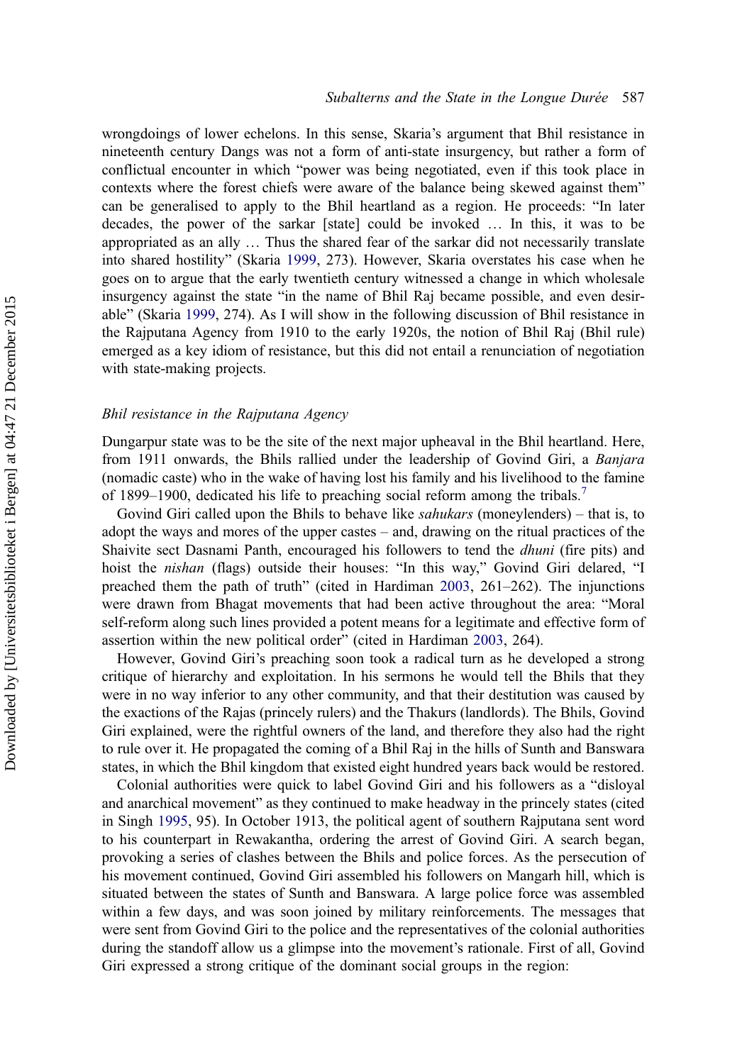wrongdoings of lower echelons. In this sense, Skaria's argument that Bhil resistance in nineteenth century Dangs was not a form of anti-state insurgency, but rather a form of conflictual encounter in which "power was being negotiated, even if this took place in contexts where the forest chiefs were aware of the balance being skewed against them" can be generalised to apply to the Bhil heartland as a region. He proceeds: "In later decades, the power of the sarkar [state] could be invoked … In this, it was to be appropriated as an ally … Thus the shared fear of the sarkar did not necessarily translate into shared hostility" (Skaria 1999, 273). However, Skaria overstates his case when he goes on to argue that the early twentieth century witnessed a change in which wholesale insurgency against the state "in the name of Bhil Raj became possible, and even desirable" (Skaria 1999, 274). As I will show in the following discussion of Bhil resistance in the Rajputana Agency from 1910 to the early 1920s, the notion of Bhil Raj (Bhil rule) emerged as a key idiom of resistance, but this did not entail a renunciation of negotiation with state-making projects.

### *Bhil resistance in the Rajputana Agency*

Dungarpur state was to be the site of the next major upheaval in the Bhil heartland. Here, from 1911 onwards, the Bhils rallied under the leadership of Govind Giri, a *Banjara* (nomadic caste) who in the wake of having lost his family and his livelihood to the famine of 1899–1900, dedicated his life to preaching social reform among the tribals.[7]

Govind Giri called upon the Bhils to behave like *sahukars* (moneylenders) – that is, to adopt the ways and mores of the upper castes – and, drawing on the ritual practices of the Shaivite sect Dasnami Panth, encouraged his followers to tend the *dhuni* (fire pits) and hoist the *nishan* (flags) outside their houses: "In this way," Govind Giri delared, "I preached them the path of truth" (cited in Hardiman 2003, 261–262). The injunctions were drawn from Bhagat movements that had been active throughout the area: "Moral self-reform along such lines provided a potent means for a legitimate and effective form of assertion within the new political order" (cited in Hardiman 2003, 264).

However, Govind Giri's preaching soon took a radical turn as he developed a strong critique of hierarchy and exploitation. In his sermons he would tell the Bhils that they were in no way inferior to any other community, and that their destitution was caused by the exactions of the Rajas (princely rulers) and the Thakurs (landlords). The Bhils, Govind Giri explained, were the rightful owners of the land, and therefore they also had the right to rule over it. He propagated the coming of a Bhil Raj in the hills of Sunth and Banswara states, in which the Bhil kingdom that existed eight hundred years back would be restored.

Colonial authorities were quick to label Govind Giri and his followers as a "disloyal and anarchical movement" as they continued to make headway in the princely states (cited in Singh 1995, 95). In October 1913, the political agent of southern Rajputana sent word to his counterpart in Rewakantha, ordering the arrest of Govind Giri. A search began, provoking a series of clashes between the Bhils and police forces. As the persecution of his movement continued, Govind Giri assembled his followers on Mangarh hill, which is situated between the states of Sunth and Banswara. A large police force was assembled within a few days, and was soon joined by military reinforcements. The messages that were sent from Govind Giri to the police and the representatives of the colonial authorities during the standoff allow us a glimpse into the movement's rationale. First of all, Govind Giri expressed a strong critique of the dominant social groups in the region: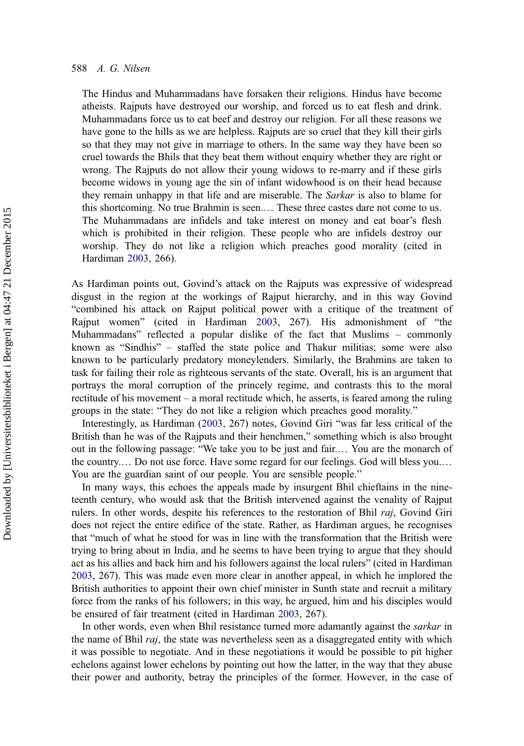> The Hindus and Muhammadans have forsaken their religions. Hindus have become atheists. Rajputs have destroyed our worship, and forced us to eat flesh and drink. Muhammadans force us to eat beef and destroy our religion. For all these reasons we have gone to the hills as we are helpless. Rajputs are so cruel that they kill their girls so that they may not give in marriage to others. In the same way they have been so cruel towards the Bhils that they beat them without enquiry whether they are right or wrong. The Rajputs do not allow their young widows to re-marry and if these girls become widows in young age the sin of infant widowhood is on their head because they remain unhappy in that life and are miserable. The *Sarkar* is also to blame for this shortcoming. No true Brahmin is seen.… These three castes dare not come to us. The Muhammadans are infidels and take interest on money and eat boar's flesh which is prohibited in their religion. These people who are infidels destroy our worship. They do not like a religion which preaches good morality (cited in Hardiman 2003, 266).

As Hardiman points out, Govind's attack on the Rajputs was expressive of widespread disgust in the region at the workings of Rajput hierarchy, and in this way Govind "combined his attack on Rajput political power with a critique of the treatment of Rajput women" (cited in Hardiman 2003, 267). His admonishment of "the Muhammadans" reflected a popular dislike of the fact that Muslims – commonly known as "Sindhis" – staffed the state police and Thakur militias; some were also known to be particularly predatory moneylenders. Similarly, the Brahmins are taken to task for failing their role as righteous servants of the state. Overall, his is an argument that portrays the moral corruption of the princely regime, and contrasts this to the moral rectitude of his movement – a moral rectitude which, he asserts, is feared among the ruling groups in the state: "They do not like a religion which preaches good morality."

Interestingly, as Hardiman (2003, 267) notes, Govind Giri "was far less critical of the British than he was of the Rajputs and their henchmen," something which is also brought out in the following passage: "We take you to be just and fair.… You are the monarch of the country.… Do not use force. Have some regard for our feelings. God will bless you.… You are the guardian saint of our people. You are sensible people."

In many ways, this echoes the appeals made by insurgent Bhil chieftains in the nineteenth century, who would ask that the British intervened against the venality of Rajput rulers. In other words, despite his references to the restoration of Bhil *raj*, Govind Giri does not reject the entire edifice of the state. Rather, as Hardiman argues, he recognises that "much of what he stood for was in line with the transformation that the British were trying to bring about in India, and he seems to have been trying to argue that they should act as his allies and back him and his followers against the local rulers" (cited in Hardiman 2003, 267). This was made even more clear in another appeal, in which he implored the British authorities to appoint their own chief minister in Sunth state and recruit a military force from the ranks of his followers; in this way, he argued, him and his disciples would be ensured of fair treatment (cited in Hardiman 2003, 267).

In other words, even when Bhil resistance turned more adamantly against the *sarkar* in the name of Bhil *raj*, the state was nevertheless seen as a disaggregated entity with which it was possible to negotiate. And in these negotiations it would be possible to pit higher echelons against lower echelons by pointing out how the latter, in the way that they abuse their power and authority, betray the principles of the former. However, in the case of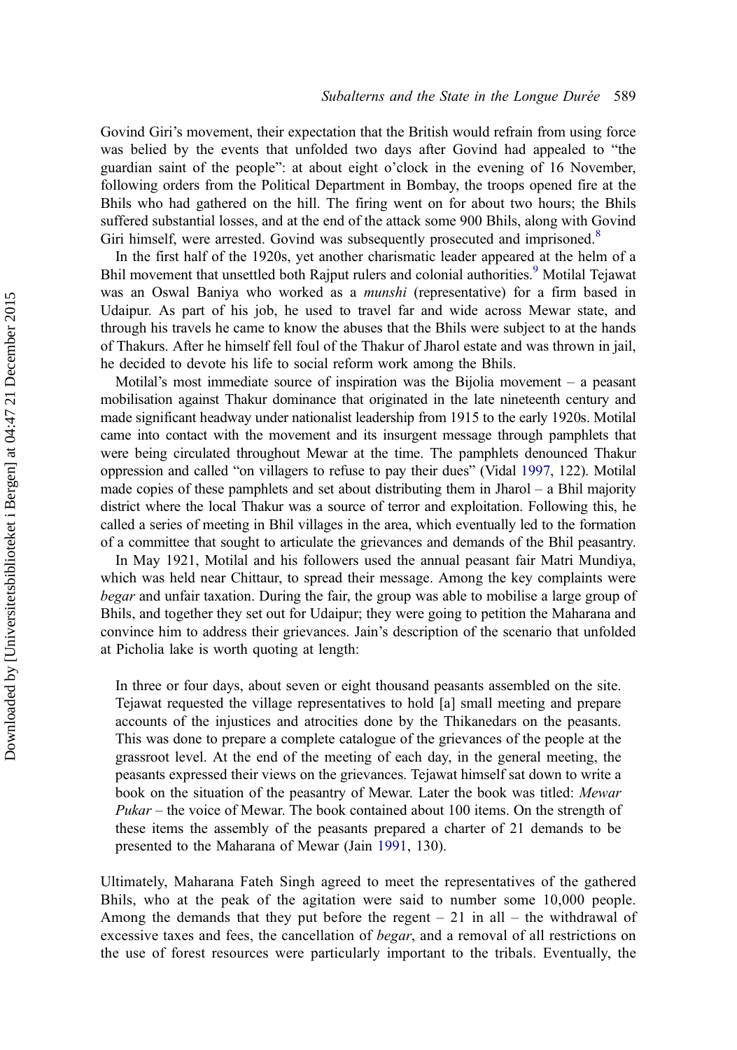Govind Giri's movement, their expectation that the British would refrain from using force was belied by the events that unfolded two days after Govind had appealed to "the guardian saint of the people": at about eight o'clock in the evening of 16 November, following orders from the Political Department in Bombay, the troops opened fire at the Bhils who had gathered on the hill. The firing went on for about two hours; the Bhils suffered substantial losses, and at the end of the attack some 900 Bhils, along with Govind Giri himself, were arrested. Govind was subsequently prosecuted and imprisoned.[8]

In the first half of the 1920s, yet another charismatic leader appeared at the helm of a Bhil movement that unsettled both Rajput rulers and colonial authorities.[9] Motilal Tejawat was an Oswal Baniya who worked as a *munshi* (representative) for a firm based in Udaipur. As part of his job, he used to travel far and wide across Mewar state, and through his travels he came to know the abuses that the Bhils were subject to at the hands of Thakurs. After he himself fell foul of the Thakur of Jharol estate and was thrown in jail, he decided to devote his life to social reform work among the Bhils.

Motilal's most immediate source of inspiration was the Bijolia movement – a peasant mobilisation against Thakur dominance that originated in the late nineteenth century and made significant headway under nationalist leadership from 1915 to the early 1920s. Motilal came into contact with the movement and its insurgent message through pamphlets that were being circulated throughout Mewar at the time. The pamphlets denounced Thakur oppression and called "on villagers to refuse to pay their dues" (Vidal 1997, 122). Motilal made copies of these pamphlets and set about distributing them in Jharol – a Bhil majority district where the local Thakur was a source of terror and exploitation. Following this, he called a series of meeting in Bhil villages in the area, which eventually led to the formation of a committee that sought to articulate the grievances and demands of the Bhil peasantry.

In May 1921, Motilal and his followers used the annual peasant fair Matri Mundiya, which was held near Chittaur, to spread their message. Among the key complaints were *begar* and unfair taxation. During the fair, the group was able to mobilise a large group of Bhils, and together they set out for Udaipur; they were going to petition the Maharana and convince him to address their grievances. Jain's description of the scenario that unfolded at Picholia lake is worth quoting at length:

> In three or four days, about seven or eight thousand peasants assembled on the site. Tejawat requested the village representatives to hold [a] small meeting and prepare accounts of the injustices and atrocities done by the Thikanedars on the peasants. This was done to prepare a complete catalogue of the grievances of the people at the grassroot level. At the end of the meeting of each day, in the general meeting, the peasants expressed their views on the grievances. Tejawat himself sat down to write a book on the situation of the peasantry of Mewar. Later the book was titled: *Mewar Pukar* – the voice of Mewar. The book contained about 100 items. On the strength of these items the assembly of the peasants prepared a charter of 21 demands to be presented to the Maharana of Mewar (Jain 1991, 130).

Ultimately, Maharana Fateh Singh agreed to meet the representatives of the gathered Bhils, who at the peak of the agitation were said to number some 10,000 people. Among the demands that they put before the regent – 21 in all – the withdrawal of excessive taxes and fees, the cancellation of *begar*, and a removal of all restrictions on the use of forest resources were particularly important to the tribals. Eventually, the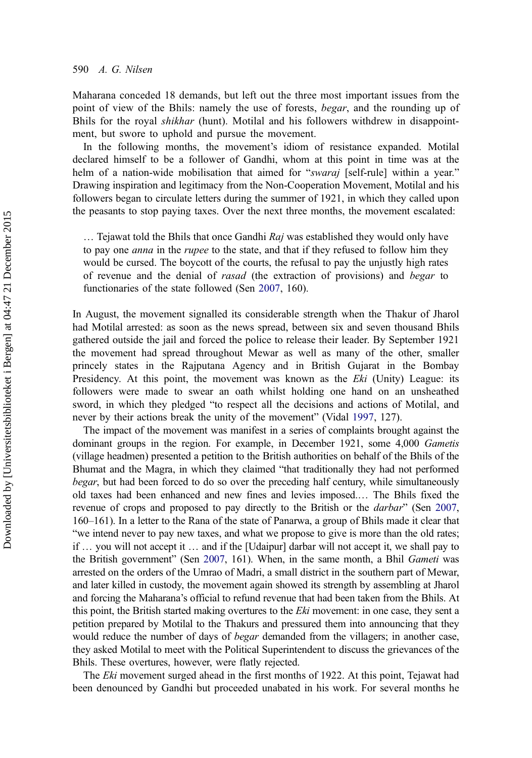Maharana conceded 18 demands, but left out the three most important issues from the point of view of the Bhils: namely the use of forests, *begar*, and the rounding up of Bhils for the royal *shikhar* (hunt). Motilal and his followers withdrew in disappointment, but swore to uphold and pursue the movement.

In the following months, the movement's idiom of resistance expanded. Motilal declared himself to be a follower of Gandhi, whom at this point in time was at the helm of a nation-wide mobilisation that aimed for "*swaraj* [self-rule] within a year." Drawing inspiration and legitimacy from the Non-Cooperation Movement, Motilal and his followers began to circulate letters during the summer of 1921, in which they called upon the peasants to stop paying taxes. Over the next three months, the movement escalated:

> … Tejawat told the Bhils that once Gandhi *Raj* was established they would only have to pay one *anna* in the *rupee* to the state, and that if they refused to follow him they would be cursed. The boycott of the courts, the refusal to pay the unjustly high rates of revenue and the denial of *rasad* (the extraction of provisions) and *begar* to functionaries of the state followed (Sen 2007, 160).

In August, the movement signalled its considerable strength when the Thakur of Jharol had Motilal arrested: as soon as the news spread, between six and seven thousand Bhils gathered outside the jail and forced the police to release their leader. By September 1921 the movement had spread throughout Mewar as well as many of the other, smaller princely states in the Rajputana Agency and in British Gujarat in the Bombay Presidency. At this point, the movement was known as the *Eki* (Unity) League: its followers were made to swear an oath whilst holding one hand on an unsheathed sword, in which they pledged "to respect all the decisions and actions of Motilal, and never by their actions break the unity of the movement" (Vidal 1997, 127).

The impact of the movement was manifest in a series of complaints brought against the dominant groups in the region. For example, in December 1921, some 4,000 *Gametis* (village headmen) presented a petition to the British authorities on behalf of the Bhils of the Bhumat and the Magra, in which they claimed "that traditionally they had not performed *begar*, but had been forced to do so over the preceding half century, while simultaneously old taxes had been enhanced and new fines and levies imposed.… The Bhils fixed the revenue of crops and proposed to pay directly to the British or the *darbar*" (Sen 2007, 160–161). In a letter to the Rana of the state of Panarwa, a group of Bhils made it clear that "we intend never to pay new taxes, and what we propose to give is more than the old rates; if … you will not accept it … and if the [Udaipur] darbar will not accept it, we shall pay to the British government" (Sen 2007, 161). When, in the same month, a Bhil *Gameti* was arrested on the orders of the Umrao of Madri, a small district in the southern part of Mewar, and later killed in custody, the movement again showed its strength by assembling at Jharol and forcing the Maharana's official to refund revenue that had been taken from the Bhils. At this point, the British started making overtures to the *Eki* movement: in one case, they sent a petition prepared by Motilal to the Thakurs and pressured them into announcing that they would reduce the number of days of *begar* demanded from the villagers; in another case, they asked Motilal to meet with the Political Superintendent to discuss the grievances of the Bhils. These overtures, however, were flatly rejected.

The *Eki* movement surged ahead in the first months of 1922. At this point, Tejawat had been denounced by Gandhi but proceeded unabated in his work. For several months he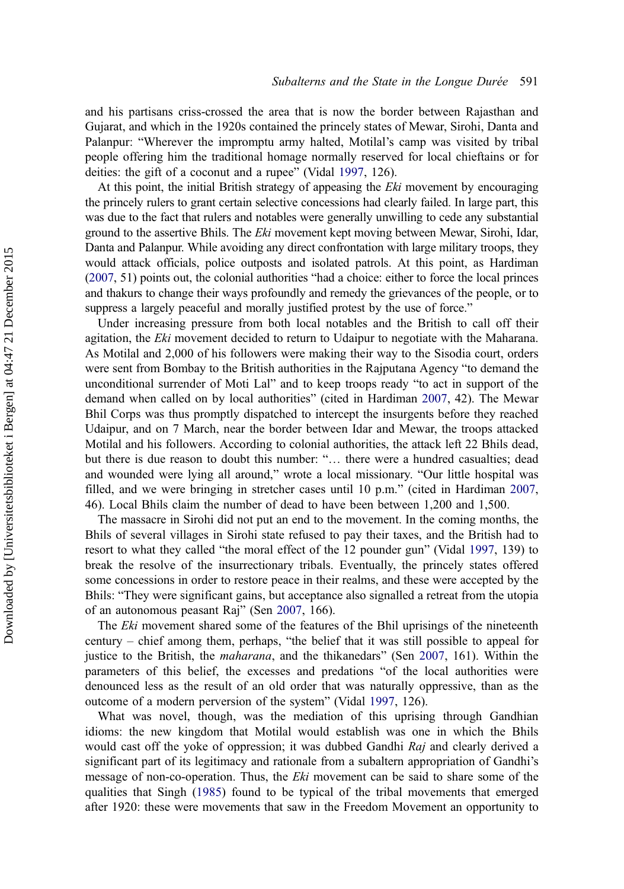and his partisans criss-crossed the area that is now the border between Rajasthan and Gujarat, and which in the 1920s contained the princely states of Mewar, Sirohi, Danta and Palanpur: "Wherever the impromptu army halted, Motilal's camp was visited by tribal people offering him the traditional homage normally reserved for local chieftains or for deities: the gift of a coconut and a rupee" (Vidal 1997, 126).

At this point, the initial British strategy of appeasing the *Eki* movement by encouraging the princely rulers to grant certain selective concessions had clearly failed. In large part, this was due to the fact that rulers and notables were generally unwilling to cede any substantial ground to the assertive Bhils. The *Eki* movement kept moving between Mewar, Sirohi, Idar, Danta and Palanpur. While avoiding any direct confrontation with large military troops, they would attack officials, police outposts and isolated patrols. At this point, as Hardiman (2007, 51) points out, the colonial authorities "had a choice: either to force the local princes and thakurs to change their ways profoundly and remedy the grievances of the people, or to suppress a largely peaceful and morally justified protest by the use of force."

Under increasing pressure from both local notables and the British to call off their agitation, the *Eki* movement decided to return to Udaipur to negotiate with the Maharana. As Motilal and 2,000 of his followers were making their way to the Sisodia court, orders were sent from Bombay to the British authorities in the Rajputana Agency "to demand the unconditional surrender of Moti Lal" and to keep troops ready "to act in support of the demand when called on by local authorities" (cited in Hardiman 2007, 42). The Mewar Bhil Corps was thus promptly dispatched to intercept the insurgents before they reached Udaipur, and on 7 March, near the border between Idar and Mewar, the troops attacked Motilal and his followers. According to colonial authorities, the attack left 22 Bhils dead, but there is due reason to doubt this number: "… there were a hundred casualties; dead and wounded were lying all around," wrote a local missionary. "Our little hospital was filled, and we were bringing in stretcher cases until 10 p.m." (cited in Hardiman 2007, 46). Local Bhils claim the number of dead to have been between 1,200 and 1,500.

The massacre in Sirohi did not put an end to the movement. In the coming months, the Bhils of several villages in Sirohi state refused to pay their taxes, and the British had to resort to what they called "the moral effect of the 12 pounder gun" (Vidal 1997, 139) to break the resolve of the insurrectionary tribals. Eventually, the princely states offered some concessions in order to restore peace in their realms, and these were accepted by the Bhils: "They were significant gains, but acceptance also signalled a retreat from the utopia of an autonomous peasant Raj" (Sen 2007, 166).

The *Eki* movement shared some of the features of the Bhil uprisings of the nineteenth century – chief among them, perhaps, "the belief that it was still possible to appeal for justice to the British, the *maharana*, and the thikanedars" (Sen 2007, 161). Within the parameters of this belief, the excesses and predations "of the local authorities were denounced less as the result of an old order that was naturally oppressive, than as the outcome of a modern perversion of the system" (Vidal 1997, 126).

What was novel, though, was the mediation of this uprising through Gandhian idioms: the new kingdom that Motilal would establish was one in which the Bhils would cast off the yoke of oppression; it was dubbed Gandhi *Raj* and clearly derived a significant part of its legitimacy and rationale from a subaltern appropriation of Gandhi's message of non-co-operation. Thus, the *Eki* movement can be said to share some of the qualities that Singh (1985) found to be typical of the tribal movements that emerged after 1920: these were movements that saw in the Freedom Movement an opportunity to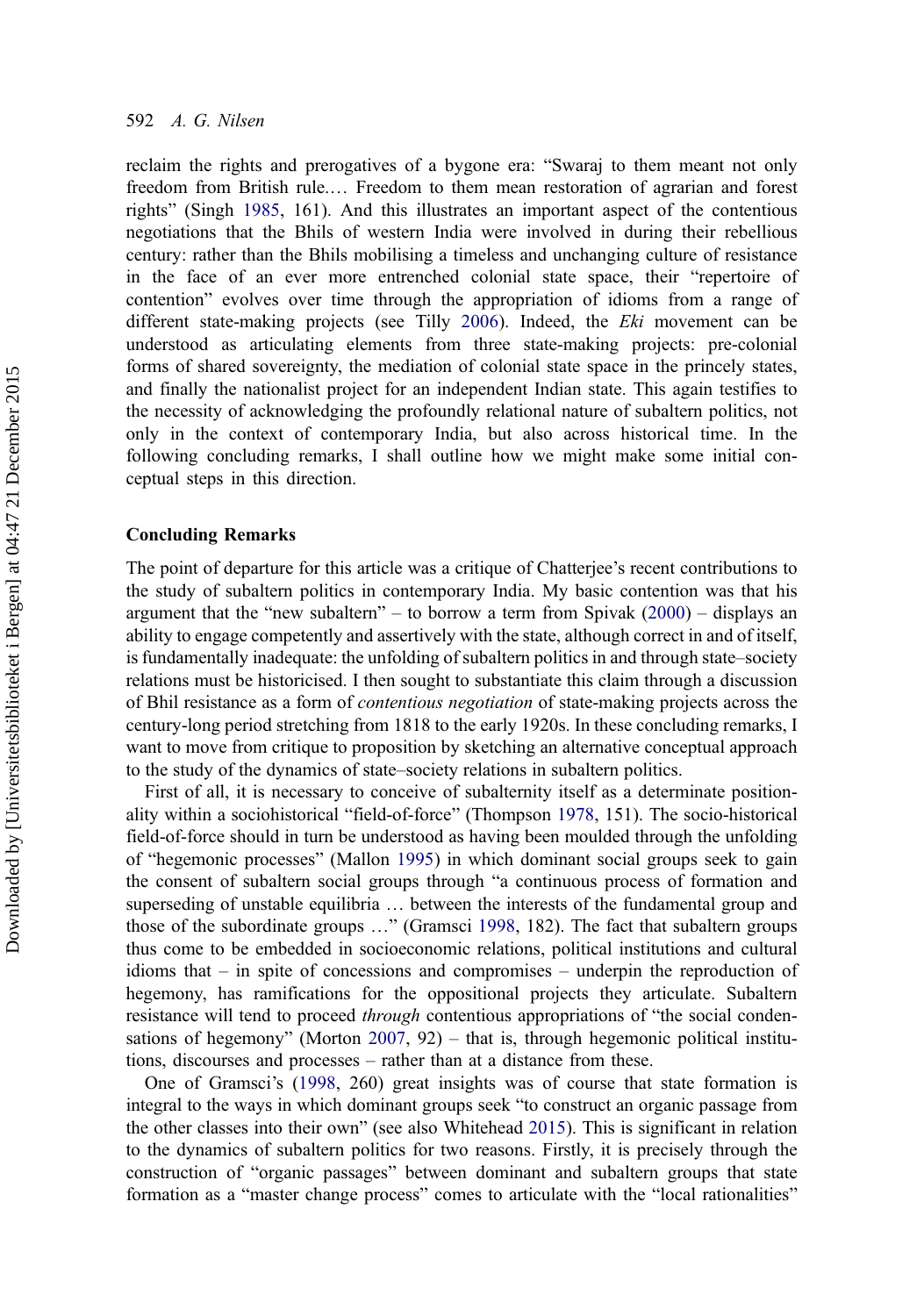reclaim the rights and prerogatives of a bygone era: "Swaraj to them meant not only freedom from British rule.… Freedom to them mean restoration of agrarian and forest rights" (Singh 1985, 161). And this illustrates an important aspect of the contentious negotiations that the Bhils of western India were involved in during their rebellious century: rather than the Bhils mobilising a timeless and unchanging culture of resistance in the face of an ever more entrenched colonial state space, their "repertoire of contention" evolves over time through the appropriation of idioms from a range of different state-making projects (see Tilly 2006). Indeed, the *Eki* movement can be understood as articulating elements from three state-making projects: pre-colonial forms of shared sovereignty, the mediation of colonial state space in the princely states, and finally the nationalist project for an independent Indian state. This again testifies to the necessity of acknowledging the profoundly relational nature of subaltern politics, not only in the context of contemporary India, but also across historical time. In the following concluding remarks, I shall outline how we might make some initial conceptual steps in this direction.

## Concluding Remarks

The point of departure for this article was a critique of Chatterjee's recent contributions to the study of subaltern politics in contemporary India. My basic contention was that his argument that the "new subaltern" – to borrow a term from Spivak (2000) – displays an ability to engage competently and assertively with the state, although correct in and of itself, is fundamentally inadequate: the unfolding of subaltern politics in and through state–society relations must be historicised. I then sought to substantiate this claim through a discussion of Bhil resistance as a form of *contentious negotiation* of state-making projects across the century-long period stretching from 1818 to the early 1920s. In these concluding remarks, I want to move from critique to proposition by sketching an alternative conceptual approach to the study of the dynamics of state–society relations in subaltern politics.

First of all, it is necessary to conceive of subalternity itself as a determinate positionality within a sociohistorical "field-of-force" (Thompson 1978, 151). The socio-historical field-of-force should in turn be understood as having been moulded through the unfolding of "hegemonic processes" (Mallon 1995) in which dominant social groups seek to gain the consent of subaltern social groups through "a continuous process of formation and superseding of unstable equilibria … between the interests of the fundamental group and those of the subordinate groups …" (Gramsci 1998, 182). The fact that subaltern groups thus come to be embedded in socioeconomic relations, political institutions and cultural idioms that – in spite of concessions and compromises – underpin the reproduction of hegemony, has ramifications for the oppositional projects they articulate. Subaltern resistance will tend to proceed *through* contentious appropriations of "the social condensations of hegemony" (Morton 2007, 92) – that is, through hegemonic political institutions, discourses and processes – rather than at a distance from these.

One of Gramsci's (1998, 260) great insights was of course that state formation is integral to the ways in which dominant groups seek "to construct an organic passage from the other classes into their own" (see also Whitehead 2015). This is significant in relation to the dynamics of subaltern politics for two reasons. Firstly, it is precisely through the construction of "organic passages" between dominant and subaltern groups that state formation as a "master change process" comes to articulate with the "local rationalities"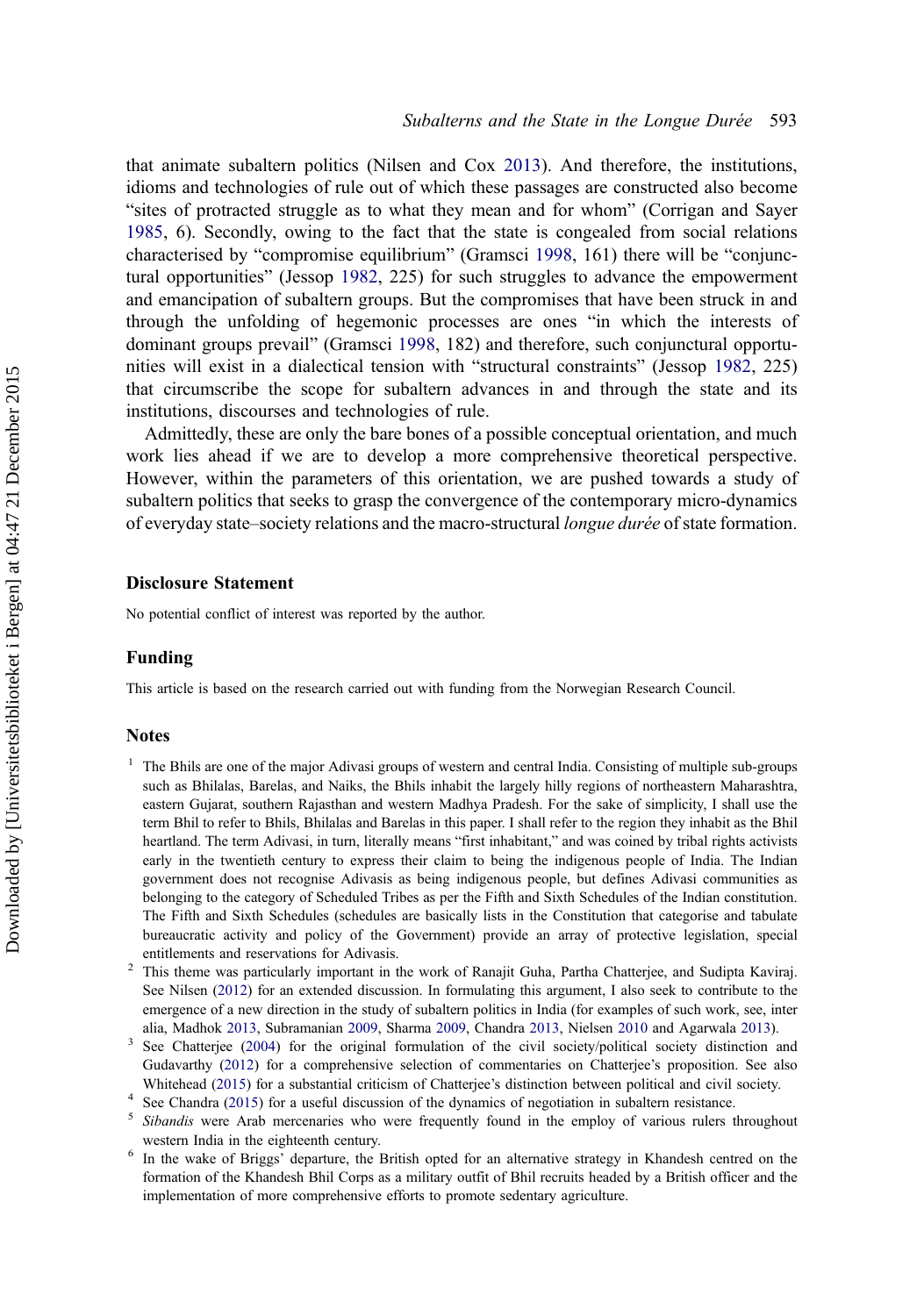that animate subaltern politics (Nilsen and Cox 2013). And therefore, the institutions, idioms and technologies of rule out of which these passages are constructed also become "sites of protracted struggle as to what they mean and for whom" (Corrigan and Sayer 1985, 6). Secondly, owing to the fact that the state is congealed from social relations characterised by "compromise equilibrium" (Gramsci 1998, 161) there will be "conjunctural opportunities" (Jessop 1982, 225) for such struggles to advance the empowerment and emancipation of subaltern groups. But the compromises that have been struck in and through the unfolding of hegemonic processes are ones "in which the interests of dominant groups prevail" (Gramsci 1998, 182) and therefore, such conjunctural opportunities will exist in a dialectical tension with "structural constraints" (Jessop 1982, 225) that circumscribe the scope for subaltern advances in and through the state and its institutions, discourses and technologies of rule.

Admittedly, these are only the bare bones of a possible conceptual orientation, and much work lies ahead if we are to develop a more comprehensive theoretical perspective. However, within the parameters of this orientation, we are pushed towards a study of subaltern politics that seeks to grasp the convergence of the contemporary micro-dynamics of everyday state–society relations and the macro-structural *longue durée* of state formation.

## Disclosure Statement

No potential conflict of interest was reported by the author.

## Funding

This article is based on the research carried out with funding from the Norwegian Research Council.

## Notes

1. The Bhils are one of the major Adivasi groups of western and central India. Consisting of multiple sub-groups such as Bhilalas, Barelas, and Naiks, the Bhils inhabit the largely hilly regions of northeastern Maharashtra, eastern Gujarat, southern Rajasthan and western Madhya Pradesh. For the sake of simplicity, I shall use the term Bhil to refer to Bhils, Bhilalas and Barelas in this paper. I shall refer to the region they inhabit as the Bhil heartland. The term Adivasi, in turn, literally means "first inhabitant," and was coined by tribal rights activists early in the twentieth century to express their claim to being the indigenous people of India. The Indian government does not recognise Adivasis as being indigenous people, but defines Adivasi communities as belonging to the category of Scheduled Tribes as per the Fifth and Sixth Schedules of the Indian constitution. The Fifth and Sixth Schedules (schedules are basically lists in the Constitution that categorise and tabulate bureaucratic activity and policy of the Government) provide an array of protective legislation, special entitlements and reservations for Adivasis.
2. This theme was particularly important in the work of Ranajit Guha, Partha Chatterjee, and Sudipta Kaviraj. See Nilsen (2012) for an extended discussion. In formulating this argument, I also seek to contribute to the emergence of a new direction in the study of subaltern politics in India (for examples of such work, see, inter alia, Madhok 2013, Subramanian 2009, Sharma 2009, Chandra 2013, Nielsen 2010 and Agarwala 2013).
3. See Chatterjee (2004) for the original formulation of the civil society/political society distinction and Gudavarthy (2012) for a comprehensive selection of commentaries on Chatterjee's proposition. See also Whitehead (2015) for a substantial criticism of Chatterjee's distinction between political and civil society.
4. See Chandra (2015) for a useful discussion of the dynamics of negotiation in subaltern resistance.
5. *Sibandis* were Arab mercenaries who were frequently found in the employ of various rulers throughout western India in the eighteenth century.
6. In the wake of Briggs' departure, the British opted for an alternative strategy in Khandesh centred on the formation of the Khandesh Bhil Corps as a military outfit of Bhil recruits headed by a British officer and the implementation of more comprehensive efforts to promote sedentary agriculture.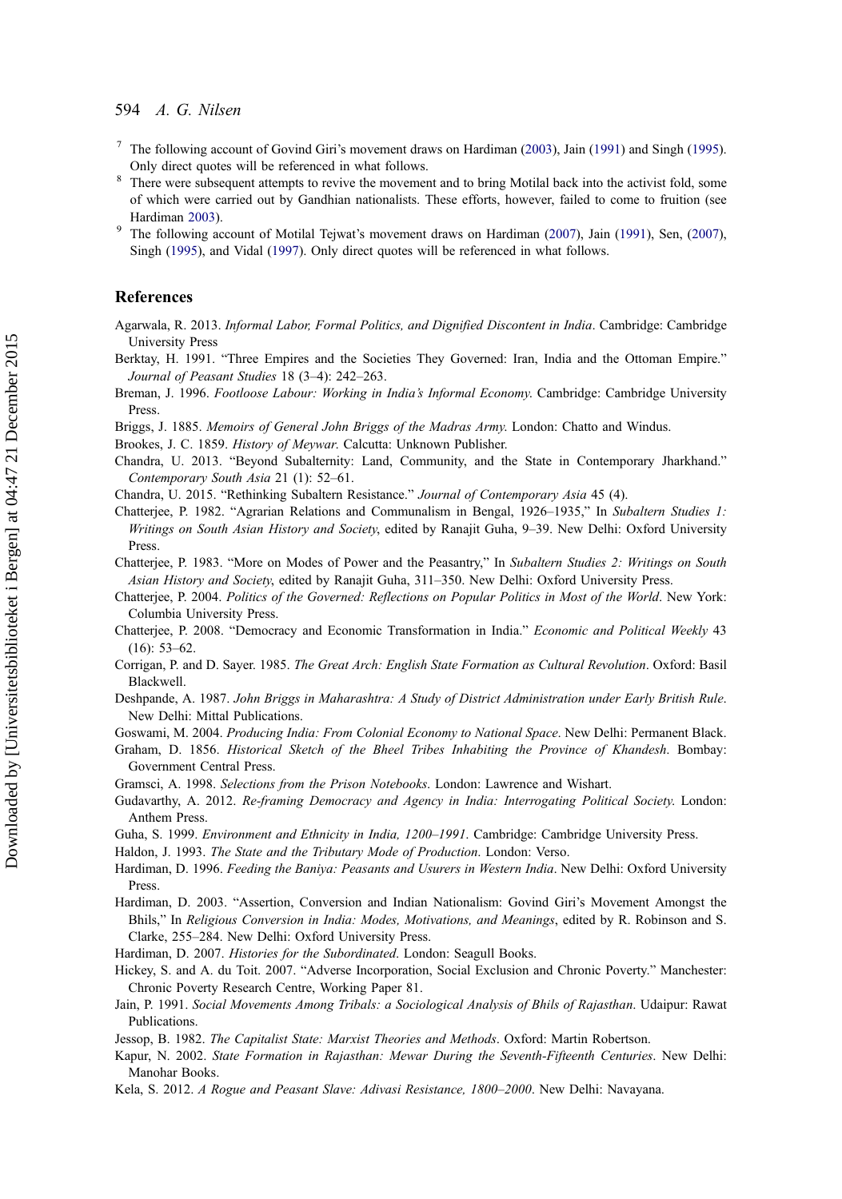[7] The following account of Govind Giri's movement draws on Hardiman (2003), Jain (1991) and Singh (1995). Only direct quotes will be referenced in what follows.

[8] There were subsequent attempts to revive the movement and to bring Motilal back into the activist fold, some of which were carried out by Gandhian nationalists. These efforts, however, failed to come to fruition (see Hardiman 2003).

[9] The following account of Motilal Tejwat's movement draws on Hardiman (2007), Jain (1991), Sen, (2007), Singh (1995), and Vidal (1997). Only direct quotes will be referenced in what follows.

## References

Agarwala, R. 2013. *Informal Labor, Formal Politics, and Dignified Discontent in India*. Cambridge: Cambridge University Press

Berktay, H. 1991. "Three Empires and the Societies They Governed: Iran, India and the Ottoman Empire." *Journal of Peasant Studies* 18 (3–4): 242–263.

Breman, J. 1996. *Footloose Labour: Working in India's Informal Economy.* Cambridge: Cambridge University Press.

Briggs, J. 1885. *Memoirs of General John Briggs of the Madras Army*. London: Chatto and Windus.

Brookes, J. C. 1859. *History of Meywar.* Calcutta: Unknown Publisher.

Chandra, U. 2013. "Beyond Subalternity: Land, Community, and the State in Contemporary Jharkhand." *Contemporary South Asia* 21 (1): 52–61.

Chandra, U. 2015. "Rethinking Subaltern Resistance." *Journal of Contemporary Asia* 45 (4).

Chatterjee, P. 1982. "Agrarian Relations and Communalism in Bengal, 1926–1935," In *Subaltern Studies 1: Writings on South Asian History and Society*, edited by Ranajit Guha, 9–39. New Delhi: Oxford University Press.

Chatterjee, P. 1983. "More on Modes of Power and the Peasantry," In *Subaltern Studies 2: Writings on South Asian History and Society*, edited by Ranajit Guha, 311–350. New Delhi: Oxford University Press.

Chatterjee, P. 2004. *Politics of the Governed: Reflections on Popular Politics in Most of the World*. New York: Columbia University Press.

Chatterjee, P. 2008. "Democracy and Economic Transformation in India." *Economic and Political Weekly* 43 (16): 53–62.

Corrigan, P. and D. Sayer. 1985. *The Great Arch: English State Formation as Cultural Revolution*. Oxford: Basil Blackwell.

Deshpande, A. 1987. *John Briggs in Maharashtra: A Study of District Administration under Early British Rule*. New Delhi: Mittal Publications.

Goswami, M. 2004. *Producing India: From Colonial Economy to National Space*. New Delhi: Permanent Black.

Graham, D. 1856. *Historical Sketch of the Bheel Tribes Inhabiting the Province of Khandesh*. Bombay: Government Central Press.

Gramsci, A. 1998. *Selections from the Prison Notebooks*. London: Lawrence and Wishart.

Gudavarthy, A. 2012. *Re-framing Democracy and Agency in India: Interrogating Political Society*. London: Anthem Press.

Guha, S. 1999. *Environment and Ethnicity in India, 1200–1991*. Cambridge: Cambridge University Press.

Haldon, J. 1993. *The State and the Tributary Mode of Production*. London: Verso.

Hardiman, D. 1996. *Feeding the Baniya: Peasants and Usurers in Western India*. New Delhi: Oxford University Press.

Hardiman, D. 2003. "Assertion, Conversion and Indian Nationalism: Govind Giri's Movement Amongst the Bhils," In *Religious Conversion in India: Modes, Motivations, and Meanings*, edited by R. Robinson and S. Clarke, 255–284. New Delhi: Oxford University Press.

Hardiman, D. 2007. *Histories for the Subordinated*. London: Seagull Books.

Hickey, S. and A. du Toit. 2007. "Adverse Incorporation, Social Exclusion and Chronic Poverty." Manchester: Chronic Poverty Research Centre, Working Paper 81.

Jain, P. 1991. *Social Movements Among Tribals: a Sociological Analysis of Bhils of Rajasthan*. Udaipur: Rawat Publications.

Jessop, B. 1982. *The Capitalist State: Marxist Theories and Methods*. Oxford: Martin Robertson.

Kapur, N. 2002. *State Formation in Rajasthan: Mewar During the Seventh-Fifteenth Centuries*. New Delhi: Manohar Books.

Kela, S. 2012. *A Rogue and Peasant Slave: Adivasi Resistance, 1800–2000*. New Delhi: Navayana.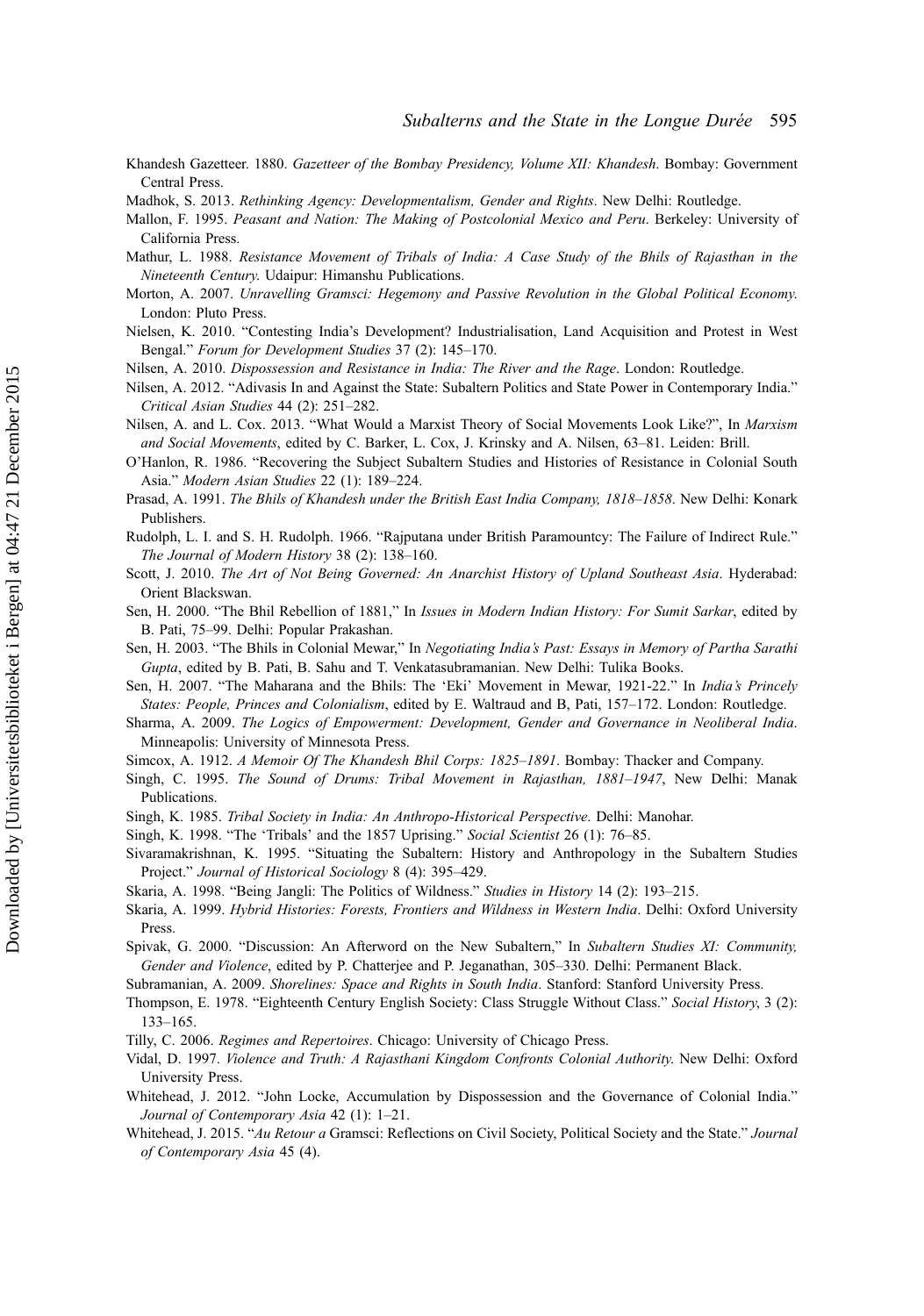Khandesh Gazetteer. 1880. *Gazetteer of the Bombay Presidency, Volume XII: Khandesh*. Bombay: Government Central Press.

Madhok, S. 2013. *Rethinking Agency: Developmentalism, Gender and Rights*. New Delhi: Routledge.

Mallon, F. 1995. *Peasant and Nation: The Making of Postcolonial Mexico and Peru*. Berkeley: University of California Press.

Mathur, L. 1988. *Resistance Movement of Tribals of India: A Case Study of the Bhils of Rajasthan in the Nineteenth Century.* Udaipur: Himanshu Publications.

Morton, A. 2007. *Unravelling Gramsci: Hegemony and Passive Revolution in the Global Political Economy.* London: Pluto Press.

Nielsen, K. 2010. "Contesting India's Development? Industrialisation, Land Acquisition and Protest in West Bengal." *Forum for Development Studies* 37 (2): 145–170.

Nilsen, A. 2010. *Dispossession and Resistance in India: The River and the Rage*. London: Routledge.

Nilsen, A. 2012. "Adivasis In and Against the State: Subaltern Politics and State Power in Contemporary India." *Critical Asian Studies* 44 (2): 251–282.

Nilsen, A. and L. Cox. 2013. "What Would a Marxist Theory of Social Movements Look Like?", In *Marxism and Social Movements*, edited by C. Barker, L. Cox, J. Krinsky and A. Nilsen, 63–81. Leiden: Brill.

O'Hanlon, R. 1986. "Recovering the Subject Subaltern Studies and Histories of Resistance in Colonial South Asia." *Modern Asian Studies* 22 (1): 189–224.

Prasad, A. 1991. *The Bhils of Khandesh under the British East India Company, 1818–1858*. New Delhi: Konark Publishers.

Rudolph, L. I. and S. H. Rudolph. 1966. "Rajputana under British Paramountcy: The Failure of Indirect Rule." *The Journal of Modern History* 38 (2): 138–160.

Scott, J. 2010. *The Art of Not Being Governed: An Anarchist History of Upland Southeast Asia*. Hyderabad: Orient Blackswan.

Sen, H. 2000. "The Bhil Rebellion of 1881," In *Issues in Modern Indian History: For Sumit Sarkar*, edited by B. Pati, 75–99. Delhi: Popular Prakashan.

Sen, H. 2003. "The Bhils in Colonial Mewar," In *Negotiating India's Past: Essays in Memory of Partha Sarathi Gupta*, edited by B. Pati, B. Sahu and T. Venkatasubramanian. New Delhi: Tulika Books.

Sen, H. 2007. "The Maharana and the Bhils: The 'Eki' Movement in Mewar, 1921-22." In *India's Princely States: People, Princes and Colonialism*, edited by E. Waltraud and B, Pati, 157–172. London: Routledge.

Sharma, A. 2009. *The Logics of Empowerment: Development, Gender and Governance in Neoliberal India*. Minneapolis: University of Minnesota Press.

Simcox, A. 1912. *A Memoir Of The Khandesh Bhil Corps: 1825–1891*. Bombay: Thacker and Company.

Singh, C. 1995. *The Sound of Drums: Tribal Movement in Rajasthan, 1881–1947*, New Delhi: Manak Publications.

Singh, K. 1985. *Tribal Society in India: An Anthropo-Historical Perspective*. Delhi: Manohar.

Singh, K. 1998. "The 'Tribals' and the 1857 Uprising." *Social Scientist* 26 (1): 76–85.

Sivaramakrishnan, K. 1995. "Situating the Subaltern: History and Anthropology in the Subaltern Studies Project." *Journal of Historical Sociology* 8 (4): 395–429.

Skaria, A. 1998. "Being Jangli: The Politics of Wildness." *Studies in History* 14 (2): 193–215.

Skaria, A. 1999. *Hybrid Histories: Forests, Frontiers and Wildness in Western India*. Delhi: Oxford University Press.

Spivak, G. 2000. "Discussion: An Afterword on the New Subaltern," In *Subaltern Studies XI: Community, Gender and Violence*, edited by P. Chatterjee and P. Jeganathan, 305–330. Delhi: Permanent Black.

Subramanian, A. 2009. *Shorelines: Space and Rights in South India*. Stanford: Stanford University Press.

Thompson, E. 1978. "Eighteenth Century English Society: Class Struggle Without Class." *Social History*, 3 (2): 133–165.

Tilly, C. 2006. *Regimes and Repertoires*. Chicago: University of Chicago Press.

Vidal, D. 1997. *Violence and Truth: A Rajasthani Kingdom Confronts Colonial Authority*. New Delhi: Oxford University Press.

Whitehead, J. 2012. "John Locke, Accumulation by Dispossession and the Governance of Colonial India." *Journal of Contemporary Asia* 42 (1): 1–21.

Whitehead, J. 2015. "*Au Retour a* Gramsci: Reflections on Civil Society, Political Society and the State." *Journal of Contemporary Asia* 45 (4).